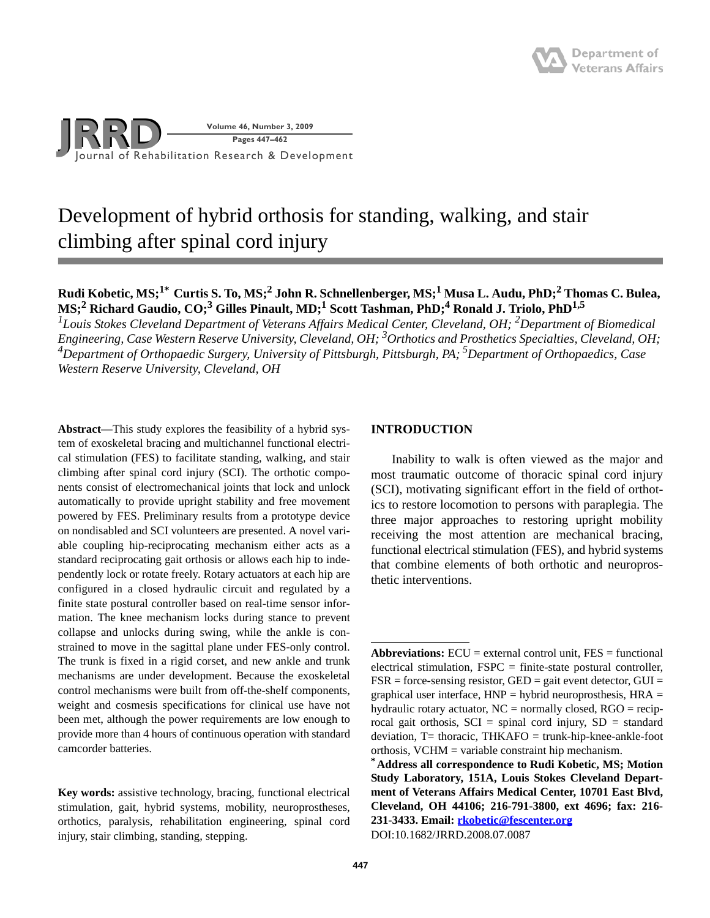# Development of hybrid orthosis for standing, walking, and stair climbing after spinal cord injury

**Rudi Kobetic, MS;[1*] Curtis S. To, MS;[2] John R. Schnellenberger, MS;[1] Musa L. Audu, PhD;[2] Thomas C. Bulea, MS;[2] Richard Gaudio, CO;[3] Gilles Pinault, MD;[1] Scott Tashman, PhD;[4] Ronald J. Triolo, PhD[1,5]**

*[1]Louis Stokes Cleveland Department of Veterans Affairs Medical Center, Cleveland, OH; [2]Department of Biomedical Engineering, Case Western Reserve University, Cleveland, OH; [3]Orthotics and Prosthetics Specialties, Cleveland, OH; [4]Department of Orthopaedic Surgery, University of Pittsburgh, Pittsburgh, PA; [5]Department of Orthopaedics, Case Western Reserve University, Cleveland, OH*

**Abstract—**This study explores the feasibility of a hybrid system of exoskeletal bracing and multichannel functional electrical stimulation (FES) to facilitate standing, walking, and stair climbing after spinal cord injury (SCI). The orthotic components consist of electromechanical joints that lock and unlock automatically to provide upright stability and free movement powered by FES. Preliminary results from a prototype device on nondisabled and SCI volunteers are presented. A novel variable coupling hip-reciprocating mechanism either acts as a standard reciprocating gait orthosis or allows each hip to independently lock or rotate freely. Rotary actuators at each hip are configured in a closed hydraulic circuit and regulated by a finite state postural controller based on real-time sensor information. The knee mechanism locks during stance to prevent collapse and unlocks during swing, while the ankle is constrained to move in the sagittal plane under FES-only control. The trunk is fixed in a rigid corset, and new ankle and trunk mechanisms are under development. Because the exoskeletal control mechanisms were built from off-the-shelf components, weight and cosmesis specifications for clinical use have not been met, although the power requirements are low enough to provide more than 4 hours of continuous operation with standard camcorder batteries.

**Key words:** assistive technology, bracing, functional electrical stimulation, gait, hybrid systems, mobility, neuroprostheses, orthotics, paralysis, rehabilitation engineering, spinal cord injury, stair climbing, standing, stepping.

## INTRODUCTION

Inability to walk is often viewed as the major and most traumatic outcome of thoracic spinal cord injury (SCI), motivating significant effort in the field of orthotics to restore locomotion to persons with paraplegia. The three major approaches to restoring upright mobility receiving the most attention are mechanical bracing, functional electrical stimulation (FES), and hybrid systems that combine elements of both orthotic and neuroprosthetic interventions.

---

**Abbreviations:** ECU = external control unit, FES = functional electrical stimulation, FSPC = finite-state postural controller, FSR = force-sensing resistor, GED = gait event detector, GUI = graphical user interface, HNP = hybrid neuroprosthesis, HRA = hydraulic rotary actuator, NC = normally closed, RGO = reciprocal gait orthosis, SCI = spinal cord injury, SD = standard deviation, T= thoracic, THKAFO = trunk-hip-knee-ankle-foot orthosis, VCHM = variable constraint hip mechanism.

**[*]Address all correspondence to Rudi Kobetic, MS; Motion Study Laboratory, 151A, Louis Stokes Cleveland Department of Veterans Affairs Medical Center, 10701 East Blvd, Cleveland, OH 44106; 216-791-3800, ext 4696; fax: 216-231-3433. Email: rkobetic@fescenter.org**

DOI:10.1682/JRRD.2008.07.0087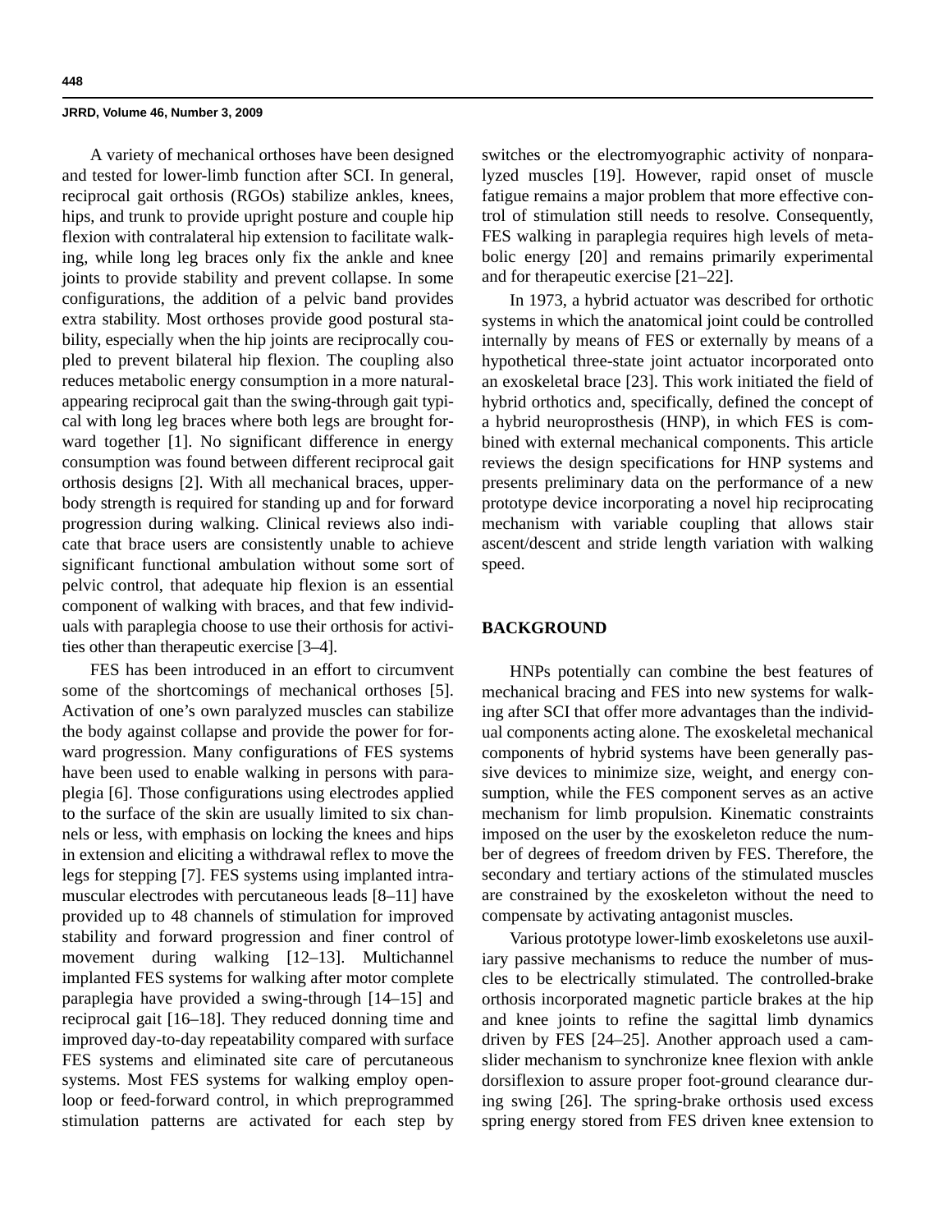A variety of mechanical orthoses have been designed and tested for lower-limb function after SCI. In general, reciprocal gait orthosis (RGOs) stabilize ankles, knees, hips, and trunk to provide upright posture and couple hip flexion with contralateral hip extension to facilitate walking, while long leg braces only fix the ankle and knee joints to provide stability and prevent collapse. In some configurations, the addition of a pelvic band provides extra stability. Most orthoses provide good postural stability, especially when the hip joints are reciprocally coupled to prevent bilateral hip flexion. The coupling also reduces metabolic energy consumption in a more natural-appearing reciprocal gait than the swing-through gait typical with long leg braces where both legs are brought forward together [1]. No significant difference in energy consumption was found between different reciprocal gait orthosis designs [2]. With all mechanical braces, upper-body strength is required for standing up and for forward progression during walking. Clinical reviews also indicate that brace users are consistently unable to achieve significant functional ambulation without some sort of pelvic control, that adequate hip flexion is an essential component of walking with braces, and that few individuals with paraplegia choose to use their orthosis for activities other than therapeutic exercise [3–4].

FES has been introduced in an effort to circumvent some of the shortcomings of mechanical orthoses [5]. Activation of one's own paralyzed muscles can stabilize the body against collapse and provide the power for forward progression. Many configurations of FES systems have been used to enable walking in persons with paraplegia [6]. Those configurations using electrodes applied to the surface of the skin are usually limited to six channels or less, with emphasis on locking the knees and hips in extension and eliciting a withdrawal reflex to move the legs for stepping [7]. FES systems using implanted intramuscular electrodes with percutaneous leads [8–11] have provided up to 48 channels of stimulation for improved stability and forward progression and finer control of movement during walking [12–13]. Multichannel implanted FES systems for walking after motor complete paraplegia have provided a swing-through [14–15] and reciprocal gait [16–18]. They reduced donning time and improved day-to-day repeatability compared with surface FES systems and eliminated site care of percutaneous systems. Most FES systems for walking employ open-loop or feed-forward control, in which preprogrammed stimulation patterns are activated for each step by switches or the electromyographic activity of nonparalyzed muscles [19]. However, rapid onset of muscle fatigue remains a major problem that more effective control of stimulation still needs to resolve. Consequently, FES walking in paraplegia requires high levels of metabolic energy [20] and remains primarily experimental and for therapeutic exercise [21–22].

In 1973, a hybrid actuator was described for orthotic systems in which the anatomical joint could be controlled internally by means of FES or externally by means of a hypothetical three-state joint actuator incorporated onto an exoskeletal brace [23]. This work initiated the field of hybrid orthotics and, specifically, defined the concept of a hybrid neuroprosthesis (HNP), in which FES is combined with external mechanical components. This article reviews the design specifications for HNP systems and presents preliminary data on the performance of a new prototype device incorporating a novel hip reciprocating mechanism with variable coupling that allows stair ascent/descent and stride length variation with walking speed.

## BACKGROUND

HNPs potentially can combine the best features of mechanical bracing and FES into new systems for walking after SCI that offer more advantages than the individual components acting alone. The exoskeletal mechanical components of hybrid systems have been generally passive devices to minimize size, weight, and energy consumption, while the FES component serves as an active mechanism for limb propulsion. Kinematic constraints imposed on the user by the exoskeleton reduce the number of degrees of freedom driven by FES. Therefore, the secondary and tertiary actions of the stimulated muscles are constrained by the exoskeleton without the need to compensate by activating antagonist muscles.

Various prototype lower-limb exoskeletons use auxiliary passive mechanisms to reduce the number of muscles to be electrically stimulated. The controlled-brake orthosis incorporated magnetic particle brakes at the hip and knee joints to refine the sagittal limb dynamics driven by FES [24–25]. Another approach used a cam-slider mechanism to synchronize knee flexion with ankle dorsiflexion to assure proper foot-ground clearance during swing [26]. The spring-brake orthosis used excess spring energy stored from FES driven knee extension to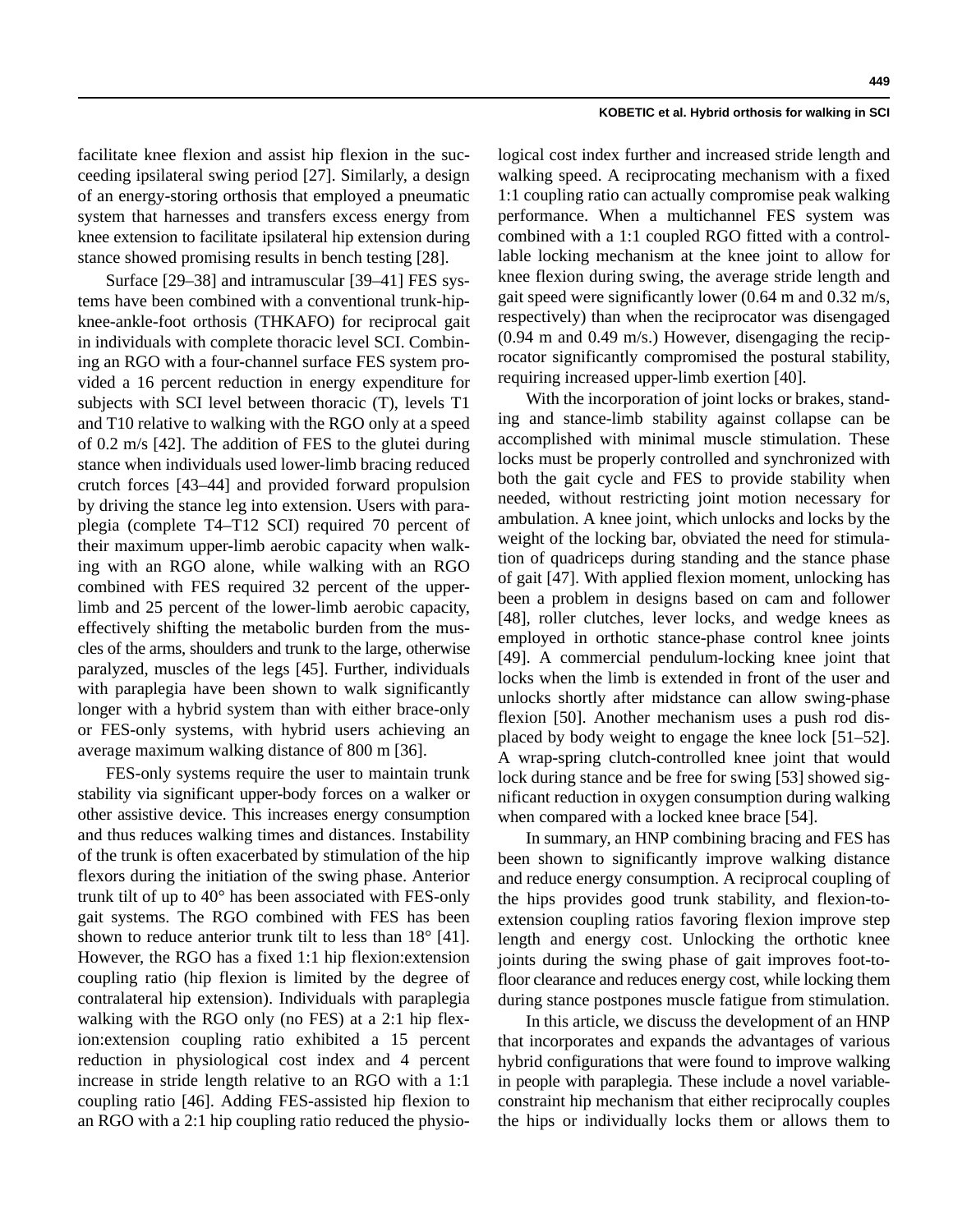facilitate knee flexion and assist hip flexion in the succeeding ipsilateral swing period [27]. Similarly, a design of an energy-storing orthosis that employed a pneumatic system that harnesses and transfers excess energy from knee extension to facilitate ipsilateral hip extension during stance showed promising results in bench testing [28].

Surface [29–38] and intramuscular [39–41] FES systems have been combined with a conventional trunk-hip-knee-ankle-foot orthosis (THKAFO) for reciprocal gait in individuals with complete thoracic level SCI. Combining an RGO with a four-channel surface FES system provided a 16 percent reduction in energy expenditure for subjects with SCI level between thoracic (T), levels T1 and T10 relative to walking with the RGO only at a speed of 0.2 m/s [42]. The addition of FES to the glutei during stance when individuals used lower-limb bracing reduced crutch forces [43–44] and provided forward propulsion by driving the stance leg into extension. Users with paraplegia (complete T4–T12 SCI) required 70 percent of their maximum upper-limb aerobic capacity when walking with an RGO alone, while walking with an RGO combined with FES required 32 percent of the upper-limb and 25 percent of the lower-limb aerobic capacity, effectively shifting the metabolic burden from the muscles of the arms, shoulders and trunk to the large, otherwise paralyzed, muscles of the legs [45]. Further, individuals with paraplegia have been shown to walk significantly longer with a hybrid system than with either brace-only or FES-only systems, with hybrid users achieving an average maximum walking distance of 800 m [36].

FES-only systems require the user to maintain trunk stability via significant upper-body forces on a walker or other assistive device. This increases energy consumption and thus reduces walking times and distances. Instability of the trunk is often exacerbated by stimulation of the hip flexors during the initiation of the swing phase. Anterior trunk tilt of up to 40° has been associated with FES-only gait systems. The RGO combined with FES has been shown to reduce anterior trunk tilt to less than 18° [41]. However, the RGO has a fixed 1:1 hip flexion:extension coupling ratio (hip flexion is limited by the degree of contralateral hip extension). Individuals with paraplegia walking with the RGO only (no FES) at a 2:1 hip flexion:extension coupling ratio exhibited a 15 percent reduction in physiological cost index and 4 percent increase in stride length relative to an RGO with a 1:1 coupling ratio [46]. Adding FES-assisted hip flexion to an RGO with a 2:1 hip coupling ratio reduced the physiological cost index further and increased stride length and walking speed. A reciprocating mechanism with a fixed 1:1 coupling ratio can actually compromise peak walking performance. When a multichannel FES system was combined with a 1:1 coupled RGO fitted with a controllable locking mechanism at the knee joint to allow for knee flexion during swing, the average stride length and gait speed were significantly lower (0.64 m and 0.32 m/s, respectively) than when the reciprocator was disengaged (0.94 m and 0.49 m/s.) However, disengaging the reciprocator significantly compromised the postural stability, requiring increased upper-limb exertion [40].

With the incorporation of joint locks or brakes, standing and stance-limb stability against collapse can be accomplished with minimal muscle stimulation. These locks must be properly controlled and synchronized with both the gait cycle and FES to provide stability when needed, without restricting joint motion necessary for ambulation. A knee joint, which unlocks and locks by the weight of the locking bar, obviated the need for stimulation of quadriceps during standing and the stance phase of gait [47]. With applied flexion moment, unlocking has been a problem in designs based on cam and follower [48], roller clutches, lever locks, and wedge knees as employed in orthotic stance-phase control knee joints [49]. A commercial pendulum-locking knee joint that locks when the limb is extended in front of the user and unlocks shortly after midstance can allow swing-phase flexion [50]. Another mechanism uses a push rod displaced by body weight to engage the knee lock [51–52]. A wrap-spring clutch-controlled knee joint that would lock during stance and be free for swing [53] showed significant reduction in oxygen consumption during walking when compared with a locked knee brace [54].

In summary, an HNP combining bracing and FES has been shown to significantly improve walking distance and reduce energy consumption. A reciprocal coupling of the hips provides good trunk stability, and flexion-to-extension coupling ratios favoring flexion improve step length and energy cost. Unlocking the orthotic knee joints during the swing phase of gait improves foot-to-floor clearance and reduces energy cost, while locking them during stance postpones muscle fatigue from stimulation.

In this article, we discuss the development of an HNP that incorporates and expands the advantages of various hybrid configurations that were found to improve walking in people with paraplegia. These include a novel variable-constraint hip mechanism that either reciprocally couples the hips or individually locks them or allows them to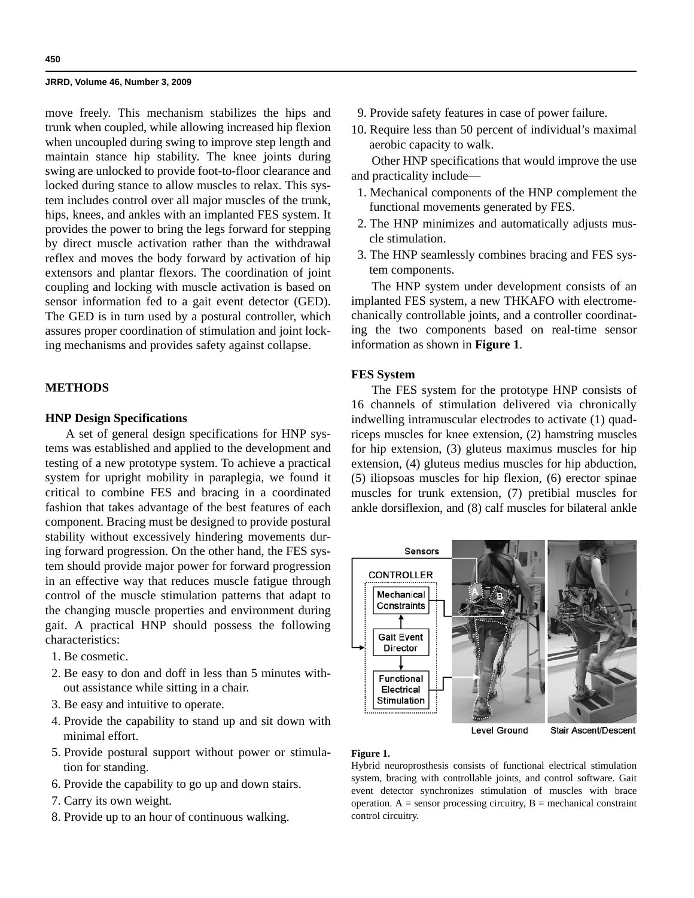move freely. This mechanism stabilizes the hips and trunk when coupled, while allowing increased hip flexion when uncoupled during swing to improve step length and maintain stance hip stability. The knee joints during swing are unlocked to provide foot-to-floor clearance and locked during stance to allow muscles to relax. This system includes control over all major muscles of the trunk, hips, knees, and ankles with an implanted FES system. It provides the power to bring the legs forward for stepping by direct muscle activation rather than the withdrawal reflex and moves the body forward by activation of hip extensors and plantar flexors. The coordination of joint coupling and locking with muscle activation is based on sensor information fed to a gait event detector (GED). The GED is in turn used by a postural controller, which assures proper coordination of stimulation and joint locking mechanisms and provides safety against collapse.

## METHODS

### HNP Design Specifications

A set of general design specifications for HNP systems was established and applied to the development and testing of a new prototype system. To achieve a practical system for upright mobility in paraplegia, we found it critical to combine FES and bracing in a coordinated fashion that takes advantage of the best features of each component. Bracing must be designed to provide postural stability without excessively hindering movements during forward progression. On the other hand, the FES system should provide major power for forward progression in an effective way that reduces muscle fatigue through control of the muscle stimulation patterns that adapt to the changing muscle properties and environment during gait. A practical HNP should possess the following characteristics:

1. Be cosmetic.
2. Be easy to don and doff in less than 5 minutes without assistance while sitting in a chair.
3. Be easy and intuitive to operate.
4. Provide the capability to stand up and sit down with minimal effort.
5. Provide postural support without power or stimulation for standing.
6. Provide the capability to go up and down stairs.
7. Carry its own weight.
8. Provide up to an hour of continuous walking.
9. Provide safety features in case of power failure.
10. Require less than 50 percent of individual's maximal aerobic capacity to walk.

Other HNP specifications that would improve the use and practicality include—

1. Mechanical components of the HNP complement the functional movements generated by FES.
2. The HNP minimizes and automatically adjusts muscle stimulation.
3. The HNP seamlessly combines bracing and FES system components.

The HNP system under development consists of an implanted FES system, a new THKAFO with electromechanically controllable joints, and a controller coordinating the two components based on real-time sensor information as shown in **Figure 1**.

### FES System

The FES system for the prototype HNP consists of 16 channels of stimulation delivered via chronically indwelling intramuscular electrodes to activate (1) quadriceps muscles for knee extension, (2) hamstring muscles for hip extension, (3) gluteus maximus muscles for hip extension, (4) gluteus medius muscles for hip abduction, (5) iliopsoas muscles for hip flexion, (6) erector spinae muscles for trunk extension, (7) pretibial muscles for ankle dorsiflexion, and (8) calf muscles for bilateral ankle

**Figure 1.**
Hybrid neuroprosthesis consists of functional electrical stimulation system, bracing with controllable joints, and control software. Gait event detector synchronizes stimulation of muscles with brace operation. A = sensor processing circuitry, B = mechanical constraint control circuitry.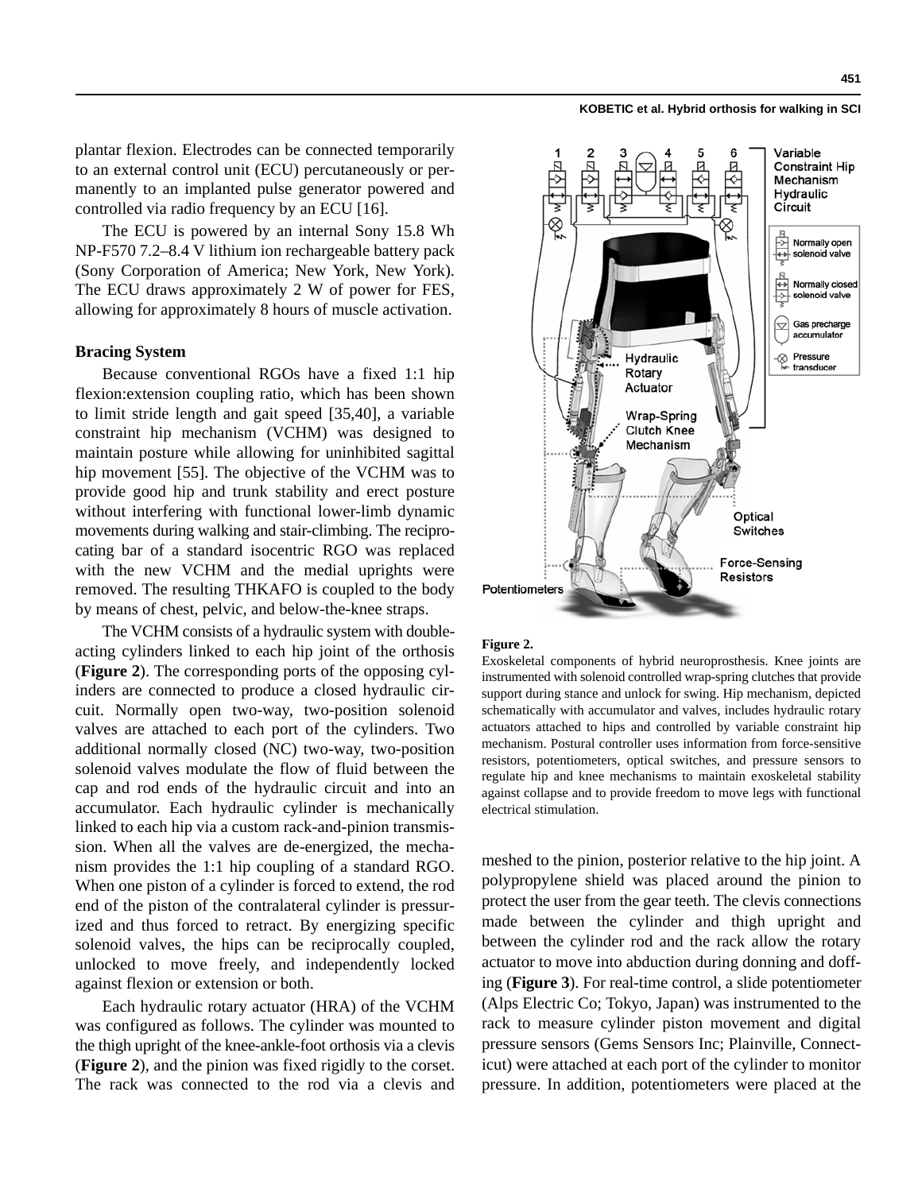plantar flexion. Electrodes can be connected temporarily to an external control unit (ECU) percutaneously or permanently to an implanted pulse generator powered and controlled via radio frequency by an ECU [16].

The ECU is powered by an internal Sony 15.8 Wh NP-F570 7.2–8.4 V lithium ion rechargeable battery pack (Sony Corporation of America; New York, New York). The ECU draws approximately 2 W of power for FES, allowing for approximately 8 hours of muscle activation.

### Bracing System

Because conventional RGOs have a fixed 1:1 hip flexion:extension coupling ratio, which has been shown to limit stride length and gait speed [35,40], a variable constraint hip mechanism (VCHM) was designed to maintain posture while allowing for uninhibited sagittal hip movement [55]. The objective of the VCHM was to provide good hip and trunk stability and erect posture without interfering with functional lower-limb dynamic movements during walking and stair-climbing. The reciprocating bar of a standard isocentric RGO was replaced with the new VCHM and the medial uprights were removed. The resulting THKAFO is coupled to the body by means of chest, pelvic, and below-the-knee straps.

The VCHM consists of a hydraulic system with double-acting cylinders linked to each hip joint of the orthosis (**Figure 2**). The corresponding ports of the opposing cylinders are connected to produce a closed hydraulic circuit. Normally open two-way, two-position solenoid valves are attached to each port of the cylinders. Two additional normally closed (NC) two-way, two-position solenoid valves modulate the flow of fluid between the cap and rod ends of the hydraulic circuit and into an accumulator. Each hydraulic cylinder is mechanically linked to each hip via a custom rack-and-pinion transmission. When all the valves are de-energized, the mechanism provides the 1:1 hip coupling of a standard RGO. When one piston of a cylinder is forced to extend, the rod end of the piston of the contralateral cylinder is pressurized and thus forced to retract. By energizing specific solenoid valves, the hips can be reciprocally coupled, unlocked to move freely, and independently locked against flexion or extension or both.

Each hydraulic rotary actuator (HRA) of the VCHM was configured as follows. The cylinder was mounted to the thigh upright of the knee-ankle-foot orthosis via a clevis (**Figure 2**), and the pinion was fixed rigidly to the corset. The rack was connected to the rod via a clevis and meshed to the pinion, posterior relative to the hip joint. A polypropylene shield was placed around the pinion to protect the user from the gear teeth. The clevis connections made between the cylinder and thigh upright and between the cylinder rod and the rack allow the rotary actuator to move into abduction during donning and doffing (**Figure 3**). For real-time control, a slide potentiometer (Alps Electric Co; Tokyo, Japan) was instrumented to the rack to measure cylinder piston movement and digital pressure sensors (Gems Sensors Inc; Plainville, Connecticut) were attached at each port of the cylinder to monitor pressure. In addition, potentiometers were placed at the

**Figure 2.**
Exoskeletal components of hybrid neuroprosthesis. Knee joints are instrumented with solenoid controlled wrap-spring clutches that provide support during stance and unlock for swing. Hip mechanism, depicted schematically with accumulator and valves, includes hydraulic rotary actuators attached to hips and controlled by variable constraint hip mechanism. Postural controller uses information from force-sensitive resistors, potentiometers, optical switches, and pressure sensors to regulate hip and knee mechanisms to maintain exoskeletal stability against collapse and to provide freedom to move legs with functional electrical stimulation.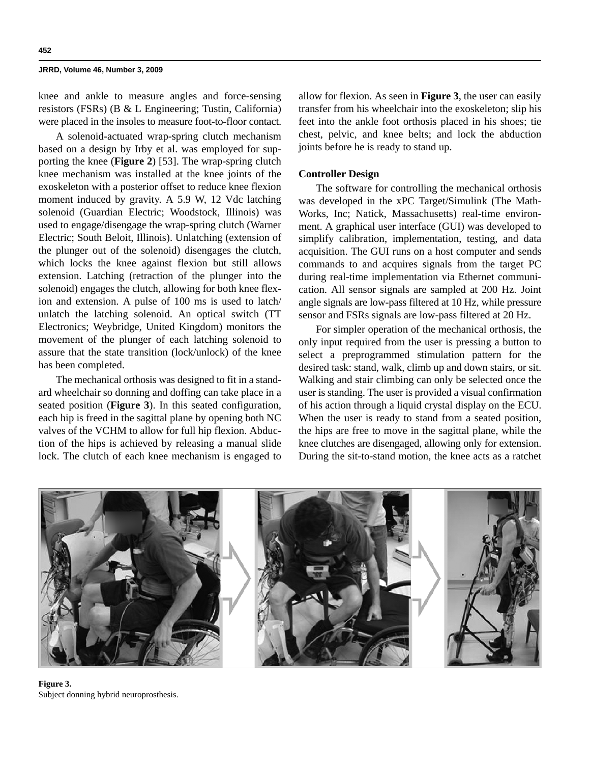knee and ankle to measure angles and force-sensing resistors (FSRs) (B & L Engineering; Tustin, California) were placed in the insoles to measure foot-to-floor contact.

A solenoid-actuated wrap-spring clutch mechanism based on a design by Irby et al. was employed for supporting the knee (**Figure 2**) [53]. The wrap-spring clutch knee mechanism was installed at the knee joints of the exoskeleton with a posterior offset to reduce knee flexion moment induced by gravity. A 5.9 W, 12 Vdc latching solenoid (Guardian Electric; Woodstock, Illinois) was used to engage/disengage the wrap-spring clutch (Warner Electric; South Beloit, Illinois). Unlatching (extension of the plunger out of the solenoid) disengages the clutch, which locks the knee against flexion but still allows extension. Latching (retraction of the plunger into the solenoid) engages the clutch, allowing for both knee flexion and extension. A pulse of 100 ms is used to latch/unlatch the latching solenoid. An optical switch (TT Electronics; Weybridge, United Kingdom) monitors the movement of the plunger of each latching solenoid to assure that the state transition (lock/unlock) of the knee has been completed.

The mechanical orthosis was designed to fit in a standard wheelchair so donning and doffing can take place in a seated position (**Figure 3**). In this seated configuration, each hip is freed in the sagittal plane by opening both NC valves of the VCHM to allow for full hip flexion. Abduction of the hips is achieved by releasing a manual slide lock. The clutch of each knee mechanism is engaged to allow for flexion. As seen in **Figure 3**, the user can easily transfer from his wheelchair into the exoskeleton; slip his feet into the ankle foot orthosis placed in his shoes; tie chest, pelvic, and knee belts; and lock the abduction joints before he is ready to stand up.

### Controller Design

The software for controlling the mechanical orthosis was developed in the xPC Target/Simulink (The MathWorks, Inc; Natick, Massachusetts) real-time environment. A graphical user interface (GUI) was developed to simplify calibration, implementation, testing, and data acquisition. The GUI runs on a host computer and sends commands to and acquires signals from the target PC during real-time implementation via Ethernet communication. All sensor signals are sampled at 200 Hz. Joint angle signals are low-pass filtered at 10 Hz, while pressure sensor and FSRs signals are low-pass filtered at 20 Hz.

For simpler operation of the mechanical orthosis, the only input required from the user is pressing a button to select a preprogrammed stimulation pattern for the desired task: stand, walk, climb up and down stairs, or sit. Walking and stair climbing can only be selected once the user is standing. The user is provided a visual confirmation of his action through a liquid crystal display on the ECU. When the user is ready to stand from a seated position, the hips are free to move in the sagittal plane, while the knee clutches are disengaged, allowing only for extension. During the sit-to-stand motion, the knee acts as a ratchet

**Figure 3.**
Subject donning hybrid neuroprosthesis.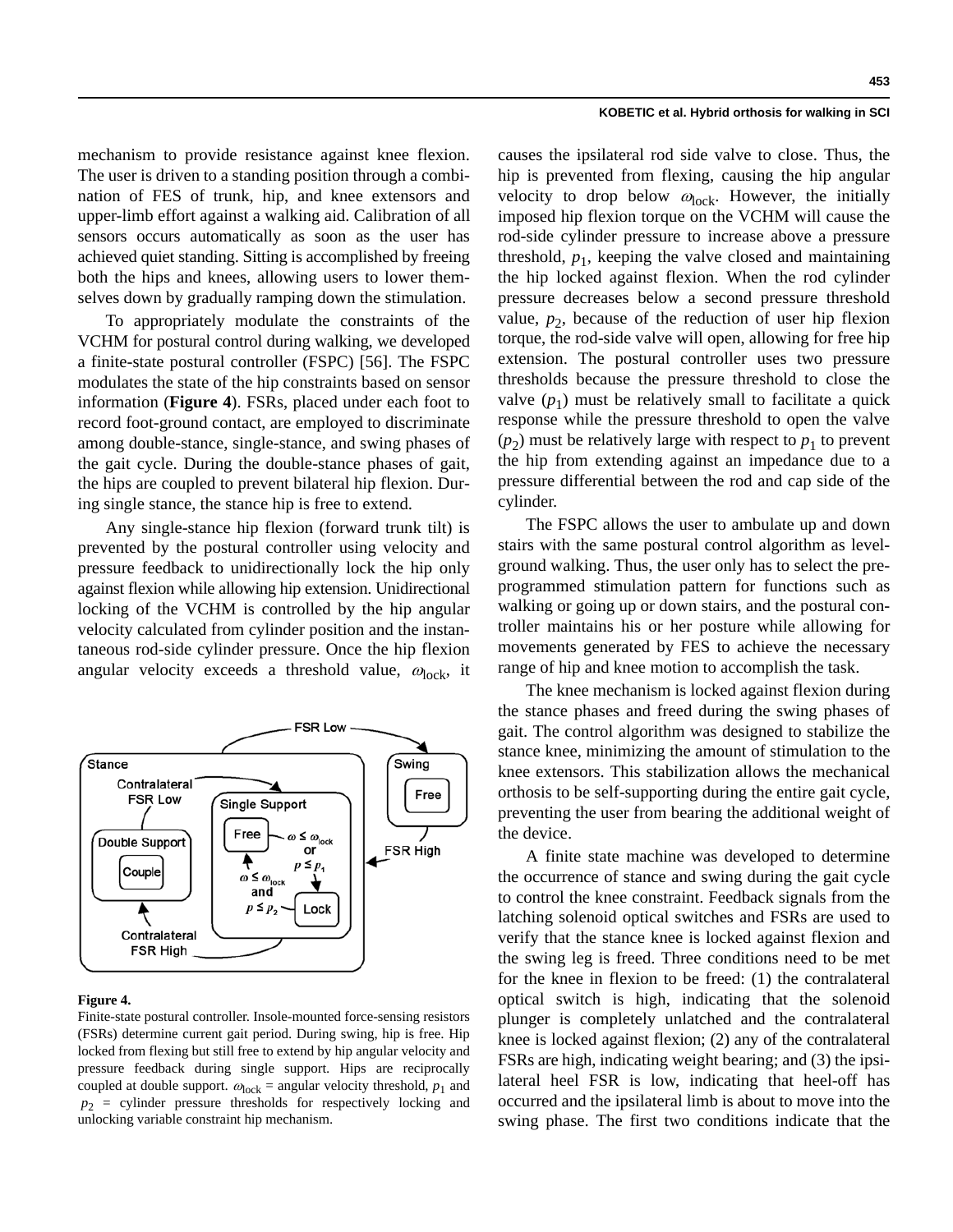mechanism to provide resistance against knee flexion. The user is driven to a standing position through a combination of FES of trunk, hip, and knee extensors and upper-limb effort against a walking aid. Calibration of all sensors occurs automatically as soon as the user has achieved quiet standing. Sitting is accomplished by freeing both the hips and knees, allowing users to lower themselves down by gradually ramping down the stimulation.

To appropriately modulate the constraints of the VCHM for postural control during walking, we developed a finite-state postural controller (FSPC) [56]. The FSPC modulates the state of the hip constraints based on sensor information (**Figure 4**). FSRs, placed under each foot to record foot-ground contact, are employed to discriminate among double-stance, single-stance, and swing phases of the gait cycle. During the double-stance phases of gait, the hips are coupled to prevent bilateral hip flexion. During single stance, the stance hip is free to extend.

Any single-stance hip flexion (forward trunk tilt) is prevented by the postural controller using velocity and pressure feedback to unidirectionally lock the hip only against flexion while allowing hip extension. Unidirectional locking of the VCHM is controlled by the hip angular velocity calculated from cylinder position and the instantaneous rod-side cylinder pressure. Once the hip flexion angular velocity exceeds a threshold value, $\omega_{lock}$, it causes the ipsilateral rod side valve to close. Thus, the hip is prevented from flexing, causing the hip angular velocity to drop below $\omega_{lock}$. However, the initially imposed hip flexion torque on the VCHM will cause the rod-side cylinder pressure to increase above a pressure threshold, $p_1$, keeping the valve closed and maintaining the hip locked against flexion. When the rod cylinder pressure decreases below a second pressure threshold value, $p_2$, because of the reduction of user hip flexion torque, the rod-side valve will open, allowing for free hip extension. The postural controller uses two pressure thresholds because the pressure threshold to close the valve ($p_1$) must be relatively small to facilitate a quick response while the pressure threshold to open the valve ($p_2$) must be relatively large with respect to $p_1$ to prevent the hip from extending against an impedance due to a pressure differential between the rod and cap side of the cylinder.

**Figure 4.**
Finite-state postural controller. Insole-mounted force-sensing resistors (FSRs) determine current gait period. During swing, hip is free. Hip locked from flexing but still free to extend by hip angular velocity and pressure feedback during single support. Hips are reciprocally coupled at double support. $\omega_{lock}$ = angular velocity threshold, $p_1$ and $p_2$ = cylinder pressure thresholds for respectively locking and unlocking variable constraint hip mechanism.

The FSPC allows the user to ambulate up and down stairs with the same postural control algorithm as level-ground walking. Thus, the user only has to select the preprogrammed stimulation pattern for functions such as walking or going up or down stairs, and the postural controller maintains his or her posture while allowing for movements generated by FES to achieve the necessary range of hip and knee motion to accomplish the task.

The knee mechanism is locked against flexion during the stance phases and freed during the swing phases of gait. The control algorithm was designed to stabilize the stance knee, minimizing the amount of stimulation to the knee extensors. This stabilization allows the mechanical orthosis to be self-supporting during the entire gait cycle, preventing the user from bearing the additional weight of the device.

A finite state machine was developed to determine the occurrence of stance and swing during the gait cycle to control the knee constraint. Feedback signals from the latching solenoid optical switches and FSRs are used to verify that the stance knee is locked against flexion and the swing leg is freed. Three conditions need to be met for the knee in flexion to be freed: (1) the contralateral optical switch is high, indicating that the solenoid plunger is completely unlatched and the contralateral knee is locked against flexion; (2) any of the contralateral FSRs are high, indicating weight bearing; and (3) the ipsilateral heel FSR is low, indicating that heel-off has occurred and the ipsilateral limb is about to move into the swing phase. The first two conditions indicate that the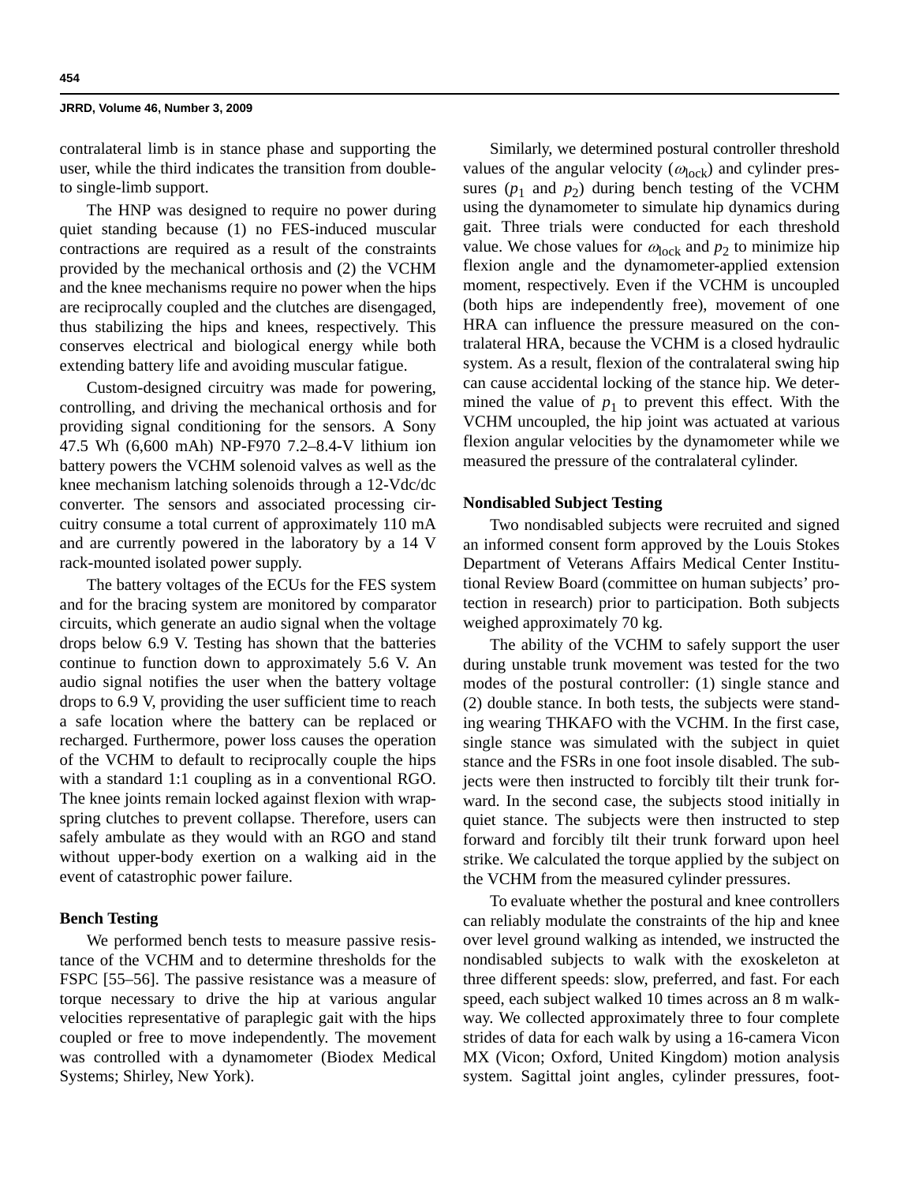contralateral limb is in stance phase and supporting the user, while the third indicates the transition from double- to single-limb support.

The HNP was designed to require no power during quiet standing because (1) no FES-induced muscular contractions are required as a result of the constraints provided by the mechanical orthosis and (2) the VCHM and the knee mechanisms require no power when the hips are reciprocally coupled and the clutches are disengaged, thus stabilizing the hips and knees, respectively. This conserves electrical and biological energy while both extending battery life and avoiding muscular fatigue.

Custom-designed circuitry was made for powering, controlling, and driving the mechanical orthosis and for providing signal conditioning for the sensors. A Sony 47.5 Wh (6,600 mAh) NP-F970 7.2–8.4-V lithium ion battery powers the VCHM solenoid valves as well as the knee mechanism latching solenoids through a 12-Vdc/dc converter. The sensors and associated processing circuitry consume a total current of approximately 110 mA and are currently powered in the laboratory by a 14 V rack-mounted isolated power supply.

The battery voltages of the ECUs for the FES system and for the bracing system are monitored by comparator circuits, which generate an audio signal when the voltage drops below 6.9 V. Testing has shown that the batteries continue to function down to approximately 5.6 V. An audio signal notifies the user when the battery voltage drops to 6.9 V, providing the user sufficient time to reach a safe location where the battery can be replaced or recharged. Furthermore, power loss causes the operation of the VCHM to default to reciprocally couple the hips with a standard 1:1 coupling as in a conventional RGO. The knee joints remain locked against flexion with wrap-spring clutches to prevent collapse. Therefore, users can safely ambulate as they would with an RGO and stand without upper-body exertion on a walking aid in the event of catastrophic power failure.

### Bench Testing

We performed bench tests to measure passive resistance of the VCHM and to determine thresholds for the FSPC [55–56]. The passive resistance was a measure of torque necessary to drive the hip at various angular velocities representative of paraplegic gait with the hips coupled or free to move independently. The movement was controlled with a dynamometer (Biodex Medical Systems; Shirley, New York).

Similarly, we determined postural controller threshold values of the angular velocity ($\omega_{lock}$) and cylinder pressures ($p_1$ and $p_2$) during bench testing of the VCHM using the dynamometer to simulate hip dynamics during gait. Three trials were conducted for each threshold value. We chose values for $\omega_{lock}$ and $p_2$ to minimize hip flexion angle and the dynamometer-applied extension moment, respectively. Even if the VCHM is uncoupled (both hips are independently free), movement of one HRA can influence the pressure measured on the contralateral HRA, because the VCHM is a closed hydraulic system. As a result, flexion of the contralateral swing hip can cause accidental locking of the stance hip. We determined the value of $p_1$ to prevent this effect. With the VCHM uncoupled, the hip joint was actuated at various flexion angular velocities by the dynamometer while we measured the pressure of the contralateral cylinder.

### Nondisabled Subject Testing

Two nondisabled subjects were recruited and signed an informed consent form approved by the Louis Stokes Department of Veterans Affairs Medical Center Institutional Review Board (committee on human subjects' protection in research) prior to participation. Both subjects weighed approximately 70 kg.

The ability of the VCHM to safely support the user during unstable trunk movement was tested for the two modes of the postural controller: (1) single stance and (2) double stance. In both tests, the subjects were standing wearing THKAFO with the VCHM. In the first case, single stance was simulated with the subject in quiet stance and the FSRs in one foot insole disabled. The subjects were then instructed to forcibly tilt their trunk forward. In the second case, the subjects stood initially in quiet stance. The subjects were then instructed to step forward and forcibly tilt their trunk forward upon heel strike. We calculated the torque applied by the subject on the VCHM from the measured cylinder pressures.

To evaluate whether the postural and knee controllers can reliably modulate the constraints of the hip and knee over level ground walking as intended, we instructed the nondisabled subjects to walk with the exoskeleton at three different speeds: slow, preferred, and fast. For each speed, each subject walked 10 times across an 8 m walkway. We collected approximately three to four complete strides of data for each walk by using a 16-camera Vicon MX (Vicon; Oxford, United Kingdom) motion analysis system. Sagittal joint angles, cylinder pressures, foot-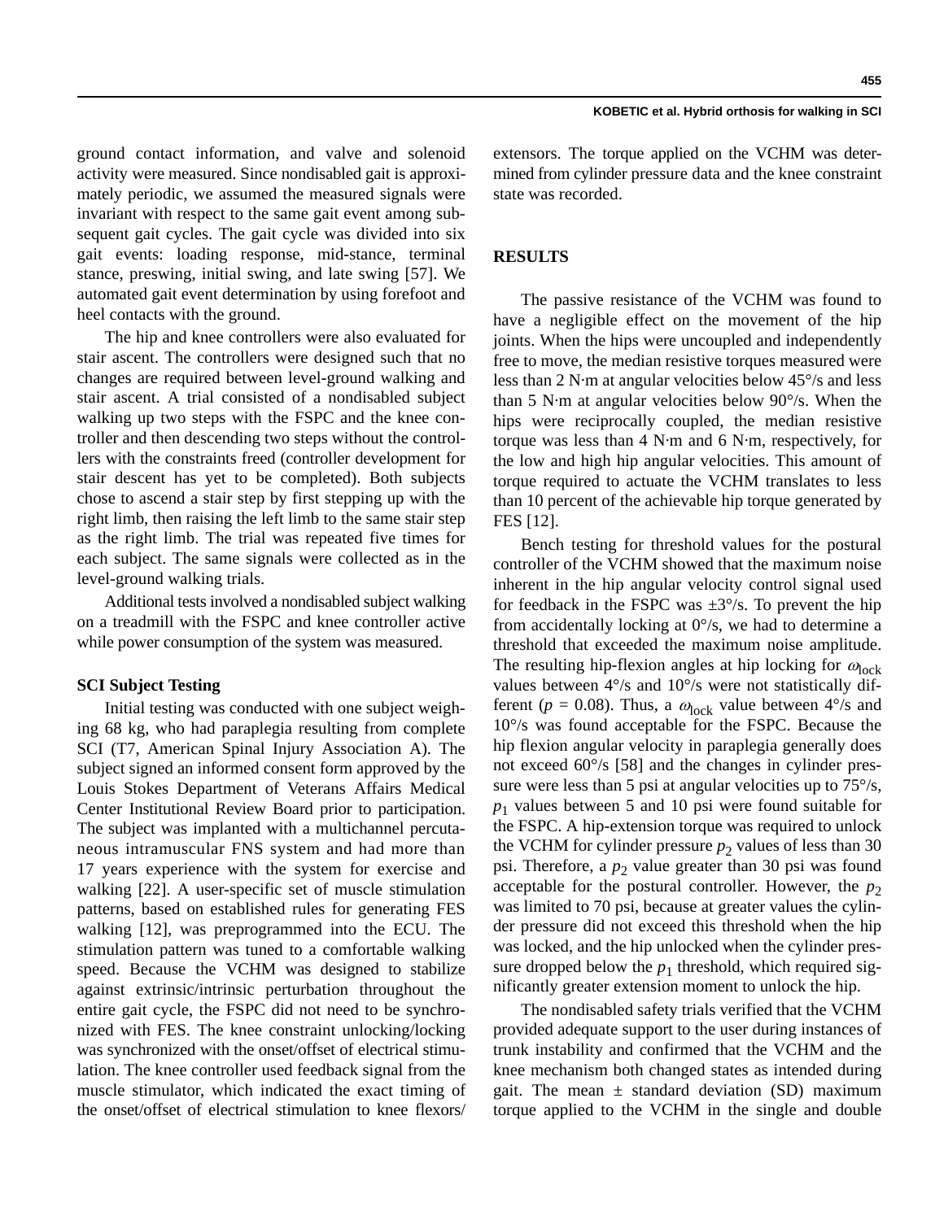ground contact information, and valve and solenoid activity were measured. Since nondisabled gait is approximately periodic, we assumed the measured signals were invariant with respect to the same gait event among subsequent gait cycles. The gait cycle was divided into six gait events: loading response, mid-stance, terminal stance, preswing, initial swing, and late swing [57]. We automated gait event determination by using forefoot and heel contacts with the ground.

The hip and knee controllers were also evaluated for stair ascent. The controllers were designed such that no changes are required between level-ground walking and stair ascent. A trial consisted of a nondisabled subject walking up two steps with the FSPC and the knee controller and then descending two steps without the controllers with the constraints freed (controller development for stair descent has yet to be completed). Both subjects chose to ascend a stair step by first stepping up with the right limb, then raising the left limb to the same stair step as the right limb. The trial was repeated five times for each subject. The same signals were collected as in the level-ground walking trials.

Additional tests involved a nondisabled subject walking on a treadmill with the FSPC and knee controller active while power consumption of the system was measured.

### SCI Subject Testing

Initial testing was conducted with one subject weighing 68 kg, who had paraplegia resulting from complete SCI (T7, American Spinal Injury Association A). The subject signed an informed consent form approved by the Louis Stokes Department of Veterans Affairs Medical Center Institutional Review Board prior to participation. The subject was implanted with a multichannel percutaneous intramuscular FNS system and had more than 17 years experience with the system for exercise and walking [22]. A user-specific set of muscle stimulation patterns, based on established rules for generating FES walking [12], was preprogrammed into the ECU. The stimulation pattern was tuned to a comfortable walking speed. Because the VCHM was designed to stabilize against extrinsic/intrinsic perturbation throughout the entire gait cycle, the FSPC did not need to be synchronized with FES. The knee constraint unlocking/locking was synchronized with the onset/offset of electrical stimulation. The knee controller used feedback signal from the muscle stimulator, which indicated the exact timing of the onset/offset of electrical stimulation to knee flexors/extensors. The torque applied on the VCHM was determined from cylinder pressure data and the knee constraint state was recorded.

## RESULTS

The passive resistance of the VCHM was found to have a negligible effect on the movement of the hip joints. When the hips were uncoupled and independently free to move, the median resistive torques measured were less than 2 N·m at angular velocities below 45°/s and less than 5 N·m at angular velocities below 90°/s. When the hips were reciprocally coupled, the median resistive torque was less than 4 N·m and 6 N·m, respectively, for the low and high hip angular velocities. This amount of torque required to actuate the VCHM translates to less than 10 percent of the achievable hip torque generated by FES [12].

Bench testing for threshold values for the postural controller of the VCHM showed that the maximum noise inherent in the hip angular velocity control signal used for feedback in the FSPC was ±3°/s. To prevent the hip from accidentally locking at 0°/s, we had to determine a threshold that exceeded the maximum noise amplitude. The resulting hip-flexion angles at hip locking for $\omega_{lock}$ values between 4°/s and 10°/s were not statistically different ($p = 0.08$). Thus, a $\omega_{lock}$ value between 4°/s and 10°/s was found acceptable for the FSPC. Because the hip flexion angular velocity in paraplegia generally does not exceed 60°/s [58] and the changes in cylinder pressure were less than 5 psi at angular velocities up to 75°/s, $p_1$ values between 5 and 10 psi were found suitable for the FSPC. A hip-extension torque was required to unlock the VCHM for cylinder pressure $p_2$ values of less than 30 psi. Therefore, a $p_2$ value greater than 30 psi was found acceptable for the postural controller. However, the $p_2$ was limited to 70 psi, because at greater values the cylinder pressure did not exceed this threshold when the hip was locked, and the hip unlocked when the cylinder pressure dropped below the $p_1$ threshold, which required significantly greater extension moment to unlock the hip.

The nondisabled safety trials verified that the VCHM provided adequate support to the user during instances of trunk instability and confirmed that the VCHM and the knee mechanism both changed states as intended during gait. The mean ± standard deviation (SD) maximum torque applied to the VCHM in the single and double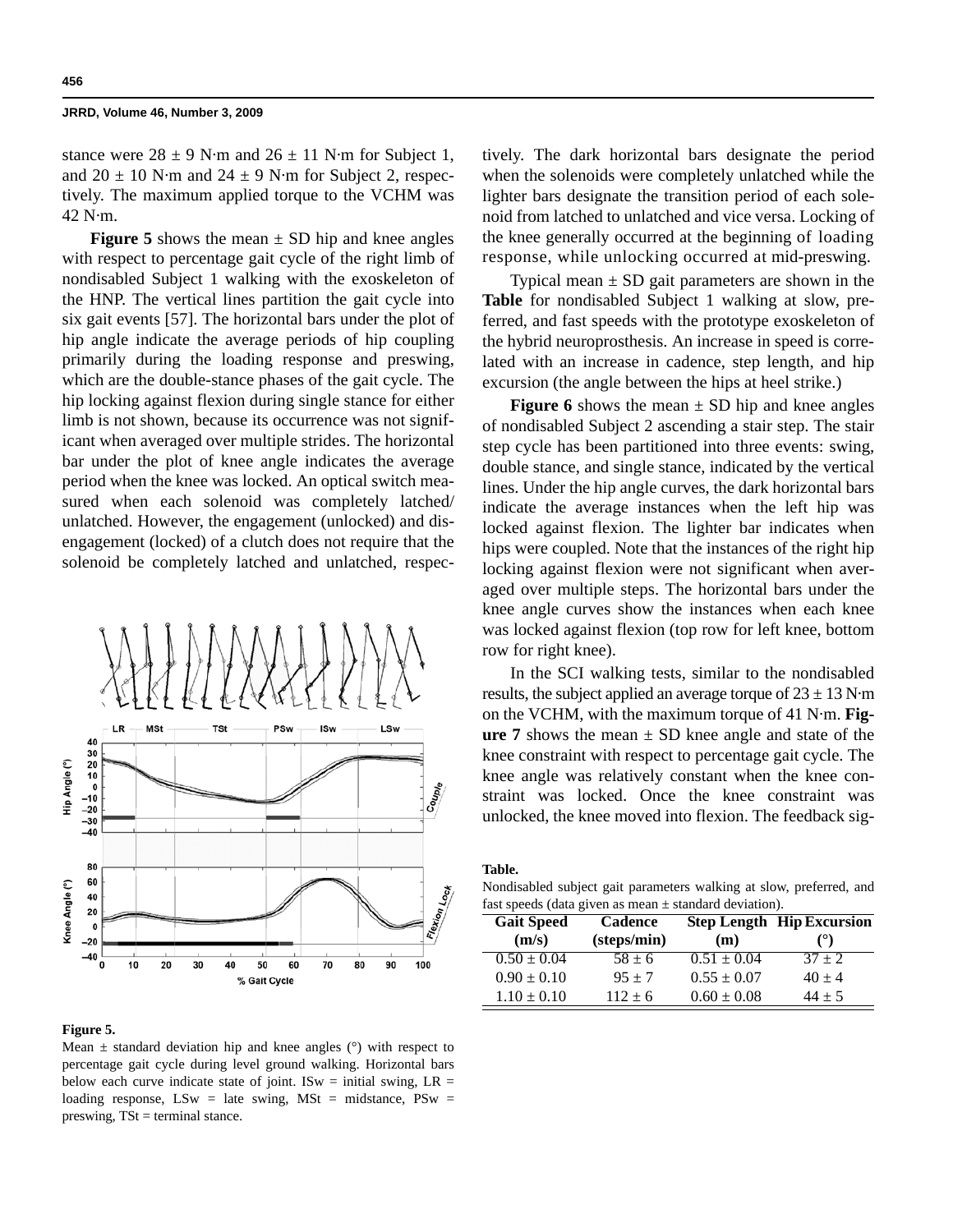stance were 28 ± 9 N·m and 26 ± 11 N·m for Subject 1, and 20 ± 10 N·m and 24 ± 9 N·m for Subject 2, respectively. The maximum applied torque to the VCHM was 42 N·m.

**Figure 5** shows the mean ± SD hip and knee angles with respect to percentage gait cycle of the right limb of nondisabled Subject 1 walking with the exoskeleton of the HNP. The vertical lines partition the gait cycle into six gait events [57]. The horizontal bars under the plot of hip angle indicate the average periods of hip coupling primarily during the loading response and preswing, which are the double-stance phases of the gait cycle. The hip locking against flexion during single stance for either limb is not shown, because its occurrence was not significant when averaged over multiple strides. The horizontal bar under the plot of knee angle indicates the average period when the knee was locked. An optical switch measured when each solenoid was completely latched/unlatched. However, the engagement (unlocked) and disengagement (locked) of a clutch does not require that the solenoid be completely latched and unlatched, respectively. The dark horizontal bars designate the period when the solenoids were completely unlatched while the lighter bars designate the transition period of each solenoid from latched to unlatched and vice versa. Locking of the knee generally occurred at the beginning of loading response, while unlocking occurred at mid-preswing.

**Figure 5.**

Mean ± standard deviation hip and knee angles (°) with respect to percentage gait cycle during level ground walking. Horizontal bars below each curve indicate state of joint. ISw = initial swing, LR = loading response, LSw = late swing, MSt = midstance, PSw = preswing, TSt = terminal stance.

Typical mean ± SD gait parameters are shown in the **Table** for nondisabled Subject 1 walking at slow, preferred, and fast speeds with the prototype exoskeleton of the hybrid neuroprosthesis. An increase in speed is correlated with an increase in cadence, step length, and hip excursion (the angle between the hips at heel strike.)

**Figure 6** shows the mean ± SD hip and knee angles of nondisabled Subject 2 ascending a stair step. The stair step cycle has been partitioned into three events: swing, double stance, and single stance, indicated by the vertical lines. Under the hip angle curves, the dark horizontal bars indicate the average instances when the left hip was locked against flexion. The lighter bar indicates when hips were coupled. Note that the instances of the right hip locking against flexion were not significant when averaged over multiple steps. The horizontal bars under the knee angle curves show the instances when each knee was locked against flexion (top row for left knee, bottom row for right knee).

In the SCI walking tests, similar to the nondisabled results, the subject applied an average torque of 23 ± 13 N·m on the VCHM, with the maximum torque of 41 N·m. **Figure 7** shows the mean ± SD knee angle and state of the knee constraint with respect to percentage gait cycle. The knee angle was relatively constant when the knee constraint was locked. Once the knee constraint was unlocked, the knee moved into flexion. The feedback sig-

**Table.**

Nondisabled subject gait parameters walking at slow, preferred, and fast speeds (data given as mean ± standard deviation).

| Gait Speed (m/s) | Cadence (steps/min) | Step Length (m) | Hip Excursion (°) |
|---|---|---|---|
| 0.50 ± 0.04 | 58 ± 6 | 0.51 ± 0.04 | 37 ± 2 |
| 0.90 ± 0.10 | 95 ± 7 | 0.55 ± 0.07 | 40 ± 4 |
| 1.10 ± 0.10 | 112 ± 6 | 0.60 ± 0.08 | 44 ± 5 |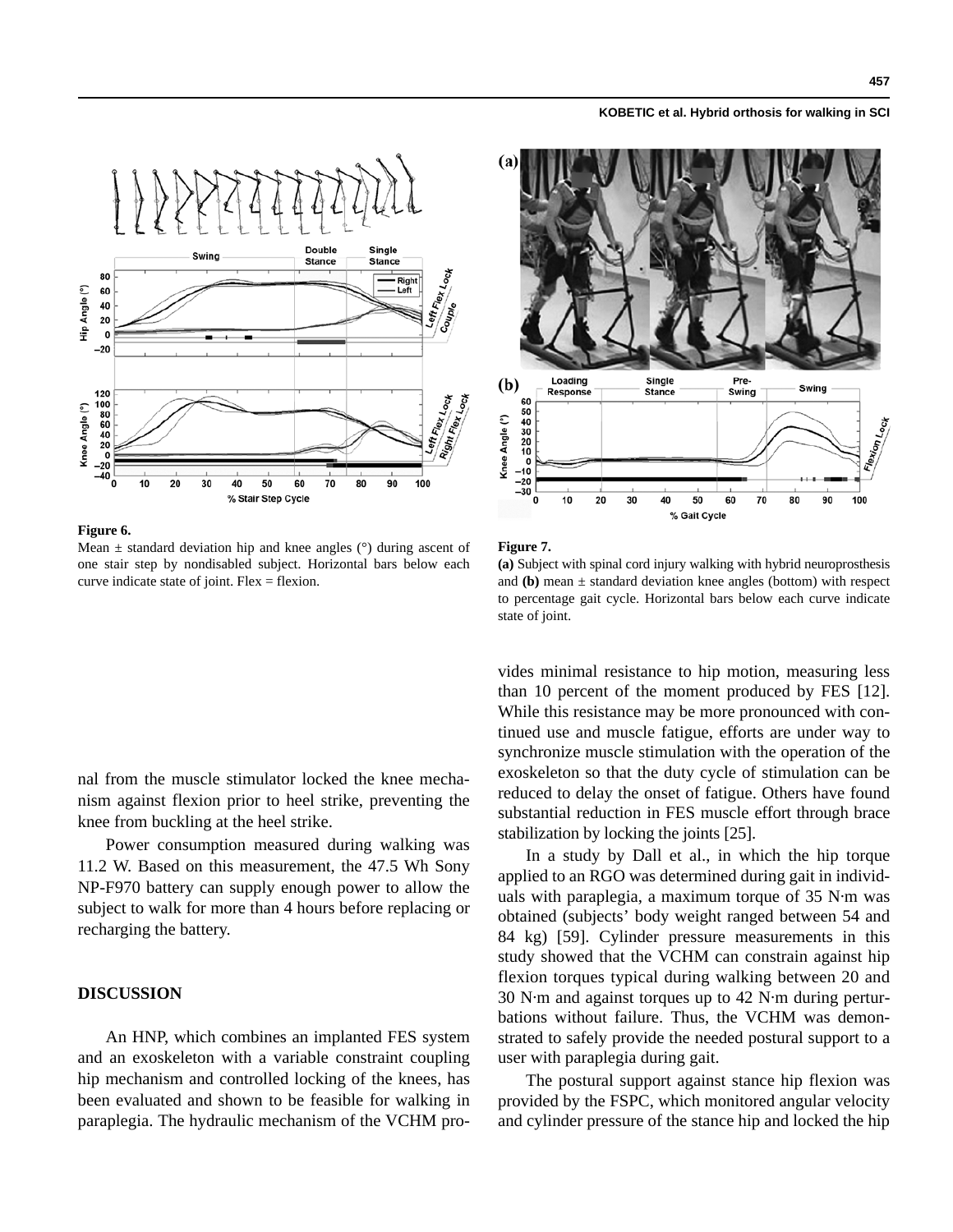**Figure 6.**
Mean ± standard deviation hip and knee angles (°) during ascent of one stair step by nondisabled subject. Horizontal bars below each curve indicate state of joint. Flex = flexion.

**Figure 7.**
**(a)** Subject with spinal cord injury walking with hybrid neuroprosthesis and **(b)** mean ± standard deviation knee angles (bottom) with respect to percentage gait cycle. Horizontal bars below each curve indicate state of joint.

nal from the muscle stimulator locked the knee mechanism against flexion prior to heel strike, preventing the knee from buckling at the heel strike.

Power consumption measured during walking was 11.2 W. Based on this measurement, the 47.5 Wh Sony NP-F970 battery can supply enough power to allow the subject to walk for more than 4 hours before replacing or recharging the battery.

## DISCUSSION

An HNP, which combines an implanted FES system and an exoskeleton with a variable constraint coupling hip mechanism and controlled locking of the knees, has been evaluated and shown to be feasible for walking in paraplegia. The hydraulic mechanism of the VCHM provides minimal resistance to hip motion, measuring less than 10 percent of the moment produced by FES [12]. While this resistance may be more pronounced with continued use and muscle fatigue, efforts are under way to synchronize muscle stimulation with the operation of the exoskeleton so that the duty cycle of stimulation can be reduced to delay the onset of fatigue. Others have found substantial reduction in FES muscle effort through brace stabilization by locking the joints [25].

In a study by Dall et al., in which the hip torque applied to an RGO was determined during gait in individuals with paraplegia, a maximum torque of 35 N·m was obtained (subjects' body weight ranged between 54 and 84 kg) [59]. Cylinder pressure measurements in this study showed that the VCHM can constrain against hip flexion torques typical during walking between 20 and 30 N·m and against torques up to 42 N·m during perturbations without failure. Thus, the VCHM was demonstrated to safely provide the needed postural support to a user with paraplegia during gait.

The postural support against stance hip flexion was provided by the FSPC, which monitored angular velocity and cylinder pressure of the stance hip and locked the hip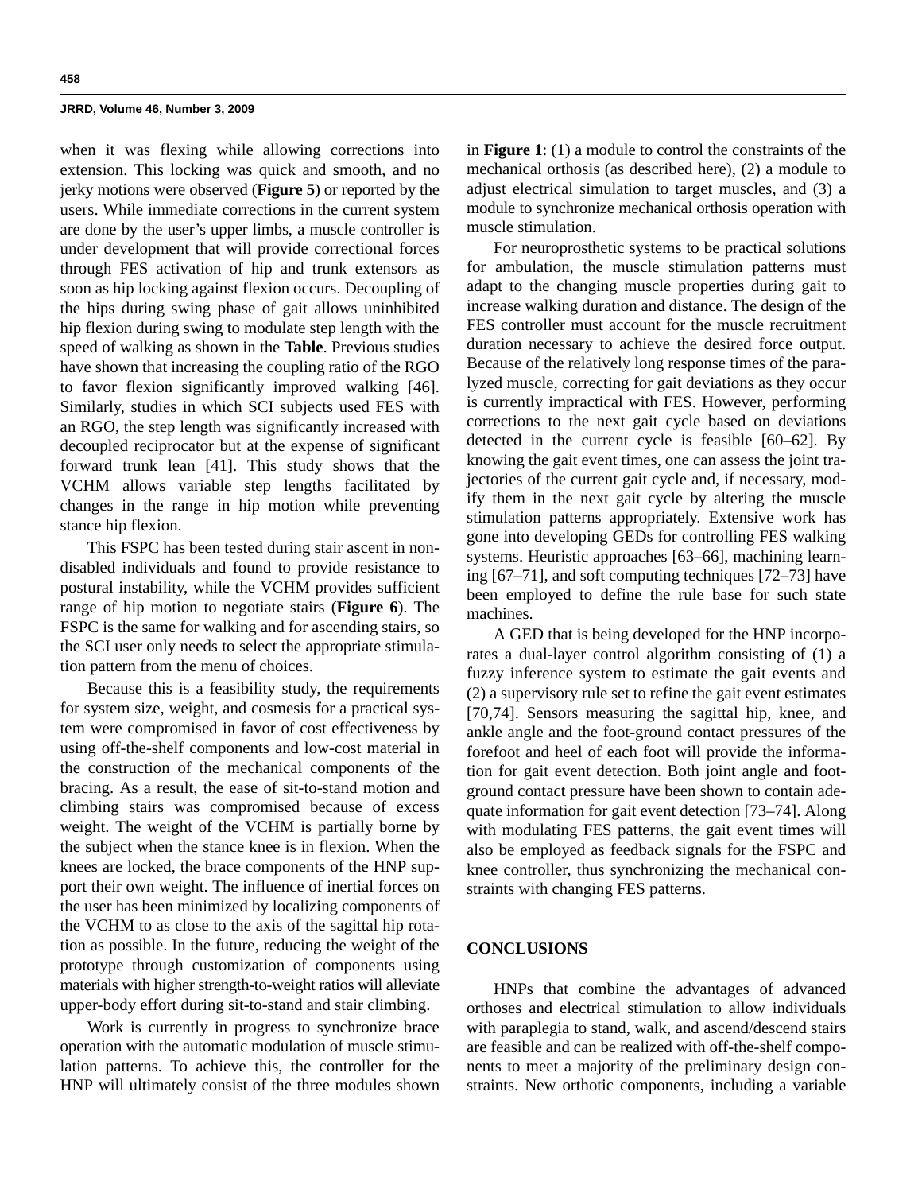when it was flexing while allowing corrections into extension. This locking was quick and smooth, and no jerky motions were observed (**Figure 5**) or reported by the users. While immediate corrections in the current system are done by the user's upper limbs, a muscle controller is under development that will provide correctional forces through FES activation of hip and trunk extensors as soon as hip locking against flexion occurs. Decoupling of the hips during swing phase of gait allows uninhibited hip flexion during swing to modulate step length with the speed of walking as shown in the **Table**. Previous studies have shown that increasing the coupling ratio of the RGO to favor flexion significantly improved walking [46]. Similarly, studies in which SCI subjects used FES with an RGO, the step length was significantly increased with decoupled reciprocator but at the expense of significant forward trunk lean [41]. This study shows that the VCHM allows variable step lengths facilitated by changes in the range in hip motion while preventing stance hip flexion.

This FSPC has been tested during stair ascent in nondisabled individuals and found to provide resistance to postural instability, while the VCHM provides sufficient range of hip motion to negotiate stairs (**Figure 6**). The FSPC is the same for walking and for ascending stairs, so the SCI user only needs to select the appropriate stimulation pattern from the menu of choices.

Because this is a feasibility study, the requirements for system size, weight, and cosmesis for a practical system were compromised in favor of cost effectiveness by using off-the-shelf components and low-cost material in the construction of the mechanical components of the bracing. As a result, the ease of sit-to-stand motion and climbing stairs was compromised because of excess weight. The weight of the VCHM is partially borne by the subject when the stance knee is in flexion. When the knees are locked, the brace components of the HNP support their own weight. The influence of inertial forces on the user has been minimized by localizing components of the VCHM to as close to the axis of the sagittal hip rotation as possible. In the future, reducing the weight of the prototype through customization of components using materials with higher strength-to-weight ratios will alleviate upper-body effort during sit-to-stand and stair climbing.

Work is currently in progress to synchronize brace operation with the automatic modulation of muscle stimulation patterns. To achieve this, the controller for the HNP will ultimately consist of the three modules shown in **Figure 1**: (1) a module to control the constraints of the mechanical orthosis (as described here), (2) a module to adjust electrical simulation to target muscles, and (3) a module to synchronize mechanical orthosis operation with muscle stimulation.

For neuroprosthetic systems to be practical solutions for ambulation, the muscle stimulation patterns must adapt to the changing muscle properties during gait to increase walking duration and distance. The design of the FES controller must account for the muscle recruitment duration necessary to achieve the desired force output. Because of the relatively long response times of the paralyzed muscle, correcting for gait deviations as they occur is currently impractical with FES. However, performing corrections to the next gait cycle based on deviations detected in the current cycle is feasible [60–62]. By knowing the gait event times, one can assess the joint trajectories of the current gait cycle and, if necessary, modify them in the next gait cycle by altering the muscle stimulation patterns appropriately. Extensive work has gone into developing GEDs for controlling FES walking systems. Heuristic approaches [63–66], machining learning [67–71], and soft computing techniques [72–73] have been employed to define the rule base for such state machines.

A GED that is being developed for the HNP incorporates a dual-layer control algorithm consisting of (1) a fuzzy inference system to estimate the gait events and (2) a supervisory rule set to refine the gait event estimates [70,74]. Sensors measuring the sagittal hip, knee, and ankle angle and the foot-ground contact pressures of the forefoot and heel of each foot will provide the information for gait event detection. Both joint angle and foot-ground contact pressure have been shown to contain adequate information for gait event detection [73–74]. Along with modulating FES patterns, the gait event times will also be employed as feedback signals for the FSPC and knee controller, thus synchronizing the mechanical constraints with changing FES patterns.

## CONCLUSIONS

HNPs that combine the advantages of advanced orthoses and electrical stimulation to allow individuals with paraplegia to stand, walk, and ascend/descend stairs are feasible and can be realized with off-the-shelf components to meet a majority of the preliminary design constraints. New orthotic components, including a variable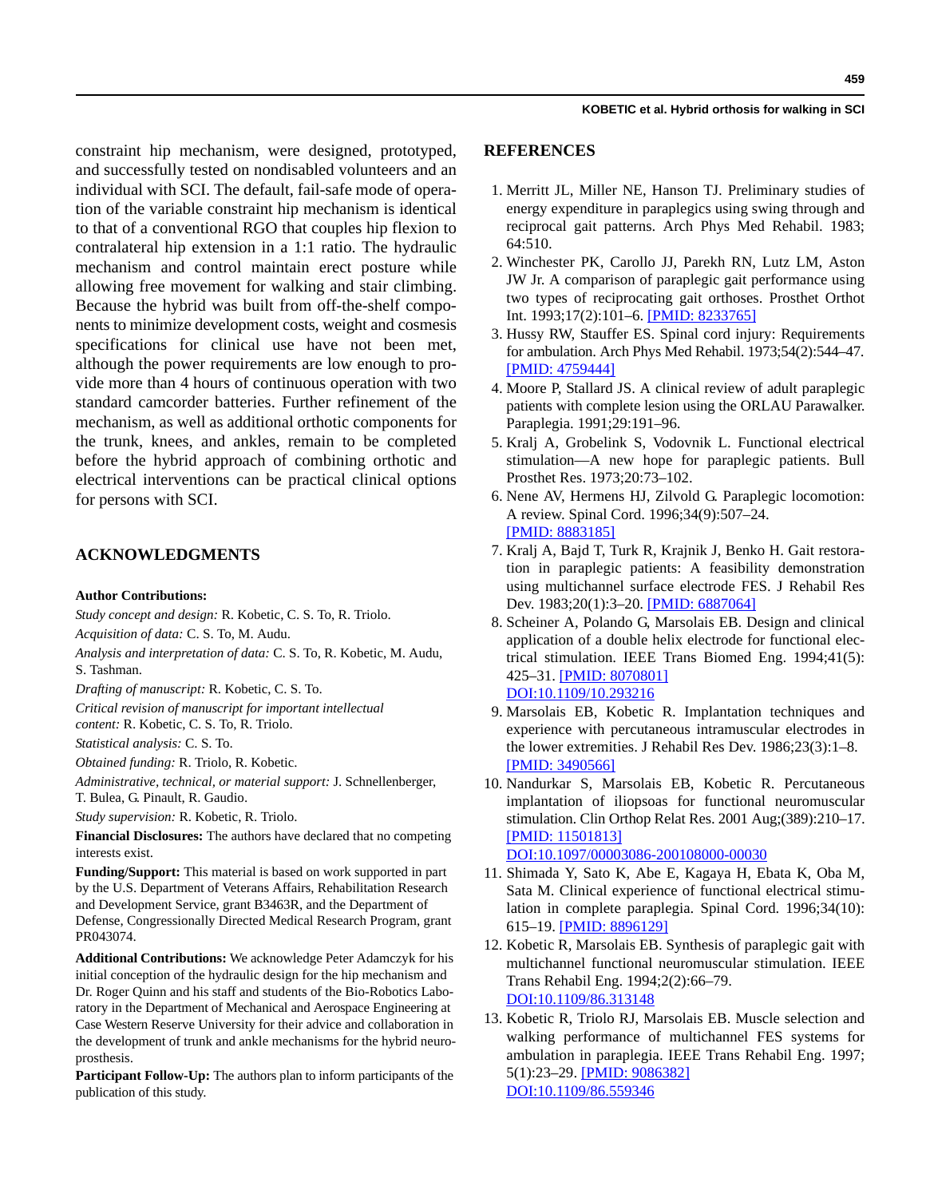constraint hip mechanism, were designed, prototyped, and successfully tested on nondisabled volunteers and an individual with SCI. The default, fail-safe mode of operation of the variable constraint hip mechanism is identical to that of a conventional RGO that couples hip flexion to contralateral hip extension in a 1:1 ratio. The hydraulic mechanism and control maintain erect posture while allowing free movement for walking and stair climbing. Because the hybrid was built from off-the-shelf components to minimize development costs, weight and cosmesis specifications for clinical use have not been met, although the power requirements are low enough to provide more than 4 hours of continuous operation with two standard camcorder batteries. Further refinement of the mechanism, as well as additional orthotic components for the trunk, knees, and ankles, remain to be completed before the hybrid approach of combining orthotic and electrical interventions can be practical clinical options for persons with SCI.

## ACKNOWLEDGMENTS

**Author Contributions:**

*Study concept and design:* R. Kobetic, C. S. To, R. Triolo.

*Acquisition of data:* C. S. To, M. Audu.

*Analysis and interpretation of data:* C. S. To, R. Kobetic, M. Audu, S. Tashman.

*Drafting of manuscript:* R. Kobetic, C. S. To.

*Critical revision of manuscript for important intellectual content:* R. Kobetic, C. S. To, R. Triolo.

*Statistical analysis:* C. S. To.

*Obtained funding:* R. Triolo, R. Kobetic.

*Administrative, technical, or material support:* J. Schnellenberger, T. Bulea, G. Pinault, R. Gaudio.

*Study supervision:* R. Kobetic, R. Triolo.

**Financial Disclosures:** The authors have declared that no competing interests exist.

**Funding/Support:** This material is based on work supported in part by the U.S. Department of Veterans Affairs, Rehabilitation Research and Development Service, grant B3463R, and the Department of Defense, Congressionally Directed Medical Research Program, grant PR043074.

**Additional Contributions:** We acknowledge Peter Adamczyk for his initial conception of the hydraulic design for the hip mechanism and Dr. Roger Quinn and his staff and students of the Bio-Robotics Laboratory in the Department of Mechanical and Aerospace Engineering at Case Western Reserve University for their advice and collaboration in the development of trunk and ankle mechanisms for the hybrid neuroprosthesis.

**Participant Follow-Up:** The authors plan to inform participants of the publication of this study.

## REFERENCES

1. Merritt JL, Miller NE, Hanson TJ. Preliminary studies of energy expenditure in paraplegics using swing through and reciprocal gait patterns. Arch Phys Med Rehabil. 1983; 64:510.
2. Winchester PK, Carollo JJ, Parekh RN, Lutz LM, Aston JW Jr. A comparison of paraplegic gait performance using two types of reciprocating gait orthoses. Prosthet Orthot Int. 1993;17(2):101–6. [PMID: 8233765]
3. Hussy RW, Stauffer ES. Spinal cord injury: Requirements for ambulation. Arch Phys Med Rehabil. 1973;54(2):544–47. [PMID: 4759444]
4. Moore P, Stallard JS. A clinical review of adult paraplegic patients with complete lesion using the ORLAU Parawalker. Paraplegia. 1991;29:191–96.
5. Kralj A, Grobelink S, Vodovnik L. Functional electrical stimulation—A new hope for paraplegic patients. Bull Prosthet Res. 1973;20:73–102.
6. Nene AV, Hermens HJ, Zilvold G. Paraplegic locomotion: A review. Spinal Cord. 1996;34(9):507–24. [PMID: 8883185]
7. Kralj A, Bajd T, Turk R, Krajnik J, Benko H. Gait restoration in paraplegic patients: A feasibility demonstration using multichannel surface electrode FES. J Rehabil Res Dev. 1983;20(1):3–20. [PMID: 6887064]
8. Scheiner A, Polando G, Marsolais EB. Design and clinical application of a double helix electrode for functional electrical stimulation. IEEE Trans Biomed Eng. 1994;41(5): 425–31. [PMID: 8070801] DOI:10.1109/10.293216
9. Marsolais EB, Kobetic R. Implantation techniques and experience with percutaneous intramuscular electrodes in the lower extremities. J Rehabil Res Dev. 1986;23(3):1–8. [PMID: 3490566]
10. Nandurkar S, Marsolais EB, Kobetic R. Percutaneous implantation of iliopsoas for functional neuromuscular stimulation. Clin Orthop Relat Res. 2001 Aug;(389):210–17. [PMID: 11501813] DOI:10.1097/00003086-200108000-00030
11. Shimada Y, Sato K, Abe E, Kagaya H, Ebata K, Oba M, Sata M. Clinical experience of functional electrical stimulation in complete paraplegia. Spinal Cord. 1996;34(10): 615–19. [PMID: 8896129]
12. Kobetic R, Marsolais EB. Synthesis of paraplegic gait with multichannel functional neuromuscular stimulation. IEEE Trans Rehabil Eng. 1994;2(2):66–79. DOI:10.1109/86.313148
13. Kobetic R, Triolo RJ, Marsolais EB. Muscle selection and walking performance of multichannel FES systems for ambulation in paraplegia. IEEE Trans Rehabil Eng. 1997; 5(1):23–29. [PMID: 9086382] DOI:10.1109/86.559346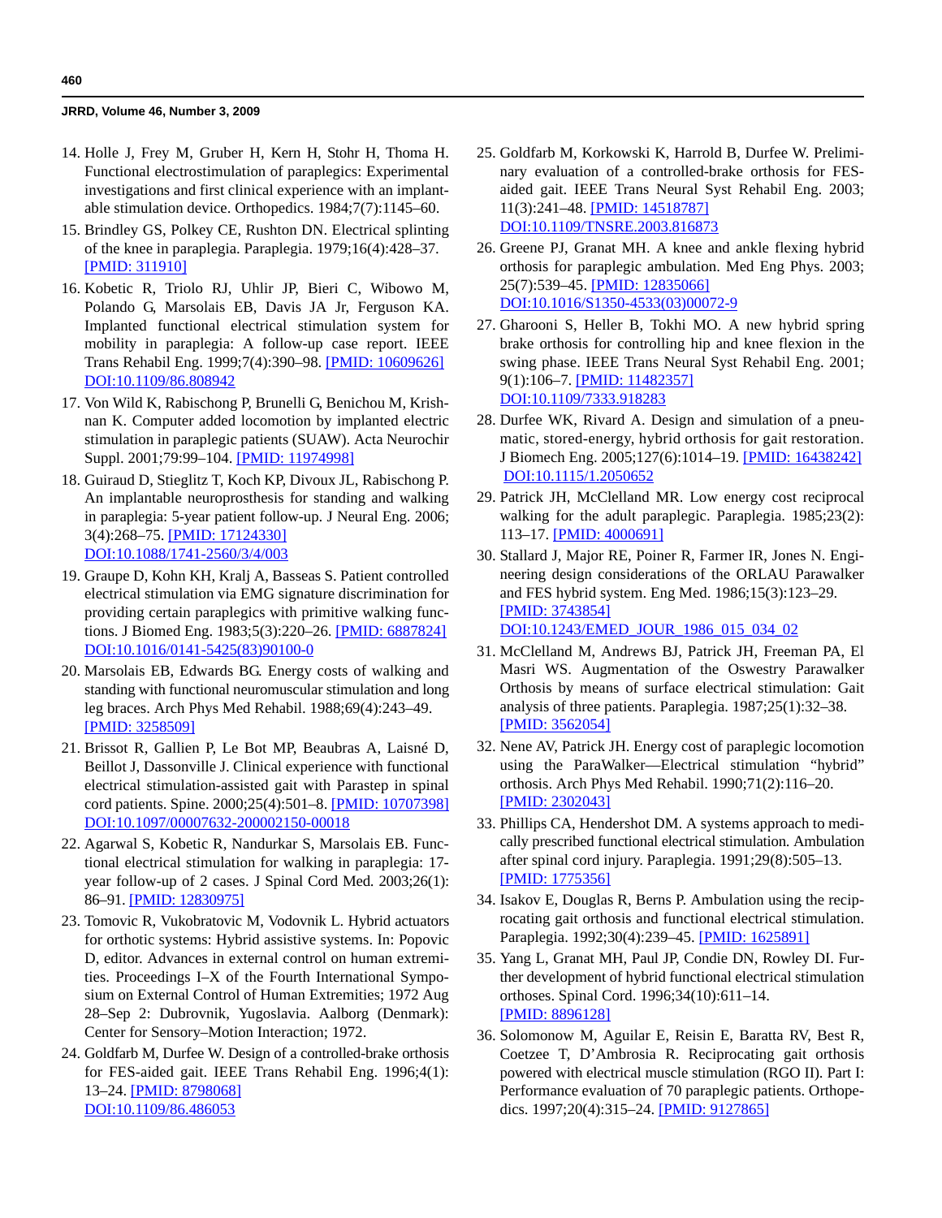14. Holle J, Frey M, Gruber H, Kern H, Stohr H, Thoma H. Functional electrostimulation of paraplegics: Experimental investigations and first clinical experience with an implantable stimulation device. Orthopedics. 1984;7(7):1145–60.
15. Brindley GS, Polkey CE, Rushton DN. Electrical splinting of the knee in paraplegia. Paraplegia. 1979;16(4):428–37. [PMID: 311910]
16. Kobetic R, Triolo RJ, Uhlir JP, Bieri C, Wibowo M, Polando G, Marsolais EB, Davis JA Jr, Ferguson KA. Implanted functional electrical stimulation system for mobility in paraplegia: A follow-up case report. IEEE Trans Rehabil Eng. 1999;7(4):390–98. [PMID: 10609626] DOI:10.1109/86.808942
17. Von Wild K, Rabischong P, Brunelli G, Benichou M, Krishnan K. Computer added locomotion by implanted electric stimulation in paraplegic patients (SUAW). Acta Neurochir Suppl. 2001;79:99–104. [PMID: 11974998]
18. Guiraud D, Stieglitz T, Koch KP, Divoux JL, Rabischong P. An implantable neuroprosthesis for standing and walking in paraplegia: 5-year patient follow-up. J Neural Eng. 2006; 3(4):268–75. [PMID: 17124330] DOI:10.1088/1741-2560/3/4/003
19. Graupe D, Kohn KH, Kralj A, Basseas S. Patient controlled electrical stimulation via EMG signature discrimination for providing certain paraplegics with primitive walking functions. J Biomed Eng. 1983;5(3):220–26. [PMID: 6887824] DOI:10.1016/0141-5425(83)90100-0
20. Marsolais EB, Edwards BG. Energy costs of walking and standing with functional neuromuscular stimulation and long leg braces. Arch Phys Med Rehabil. 1988;69(4):243–49. [PMID: 3258509]
21. Brissot R, Gallien P, Le Bot MP, Beaubras A, Laisné D, Beillot J, Dassonville J. Clinical experience with functional electrical stimulation-assisted gait with Parastep in spinal cord patients. Spine. 2000;25(4):501–8. [PMID: 10707398] DOI:10.1097/00007632-200002150-00018
22. Agarwal S, Kobetic R, Nandurkar S, Marsolais EB. Functional electrical stimulation for walking in paraplegia: 17-year follow-up of 2 cases. J Spinal Cord Med. 2003;26(1): 86–91. [PMID: 12830975]
23. Tomovic R, Vukobratovic M, Vodovnik L. Hybrid actuators for orthotic systems: Hybrid assistive systems. In: Popovic D, editor. Advances in external control on human extremities. Proceedings I–X of the Fourth International Symposium on External Control of Human Extremities; 1972 Aug 28–Sep 2: Dubrovnik, Yugoslavia. Aalborg (Denmark): Center for Sensory–Motion Interaction; 1972.
24. Goldfarb M, Durfee W. Design of a controlled-brake orthosis for FES-aided gait. IEEE Trans Rehabil Eng. 1996;4(1): 13–24. [PMID: 8798068] DOI:10.1109/86.486053
25. Goldfarb M, Korkowski K, Harrold B, Durfee W. Preliminary evaluation of a controlled-brake orthosis for FES-aided gait. IEEE Trans Neural Syst Rehabil Eng. 2003; 11(3):241–48. [PMID: 14518787] DOI:10.1109/TNSRE.2003.816873
26. Greene PJ, Granat MH. A knee and ankle flexing hybrid orthosis for paraplegic ambulation. Med Eng Phys. 2003; 25(7):539–45. [PMID: 12835066] DOI:10.1016/S1350-4533(03)00072-9
27. Gharooni S, Heller B, Tokhi MO. A new hybrid spring brake orthosis for controlling hip and knee flexion in the swing phase. IEEE Trans Neural Syst Rehabil Eng. 2001; 9(1):106–7. [PMID: 11482357] DOI:10.1109/7333.918283
28. Durfee WK, Rivard A. Design and simulation of a pneumatic, stored-energy, hybrid orthosis for gait restoration. J Biomech Eng. 2005;127(6):1014–19. [PMID: 16438242] DOI:10.1115/1.2050652
29. Patrick JH, McClelland MR. Low energy cost reciprocal walking for the adult paraplegic. Paraplegia. 1985;23(2): 113–17. [PMID: 4000691]
30. Stallard J, Major RE, Poiner R, Farmer IR, Jones N. Engineering design considerations of the ORLAU Parawalker and FES hybrid system. Eng Med. 1986;15(3):123–29. [PMID: 3743854] DOI:10.1243/EMED_JOUR_1986_015_034_02
31. McClelland M, Andrews BJ, Patrick JH, Freeman PA, El Masri WS. Augmentation of the Oswestry Parawalker Orthosis by means of surface electrical stimulation: Gait analysis of three patients. Paraplegia. 1987;25(1):32–38. [PMID: 3562054]
32. Nene AV, Patrick JH. Energy cost of paraplegic locomotion using the ParaWalker—Electrical stimulation "hybrid" orthosis. Arch Phys Med Rehabil. 1990;71(2):116–20. [PMID: 2302043]
33. Phillips CA, Hendershot DM. A systems approach to medically prescribed functional electrical stimulation. Ambulation after spinal cord injury. Paraplegia. 1991;29(8):505–13. [PMID: 1775356]
34. Isakov E, Douglas R, Berns P. Ambulation using the reciprocating gait orthosis and functional electrical stimulation. Paraplegia. 1992;30(4):239–45. [PMID: 1625891]
35. Yang L, Granat MH, Paul JP, Condie DN, Rowley DI. Further development of hybrid functional electrical stimulation orthoses. Spinal Cord. 1996;34(10):611–14. [PMID: 8896128]
36. Solomonow M, Aguilar E, Reisin E, Baratta RV, Best R, Coetzee T, D'Ambrosia R. Reciprocating gait orthosis powered with electrical muscle stimulation (RGO II). Part I: Performance evaluation of 70 paraplegic patients. Orthopedics. 1997;20(4):315–24. [PMID: 9127865]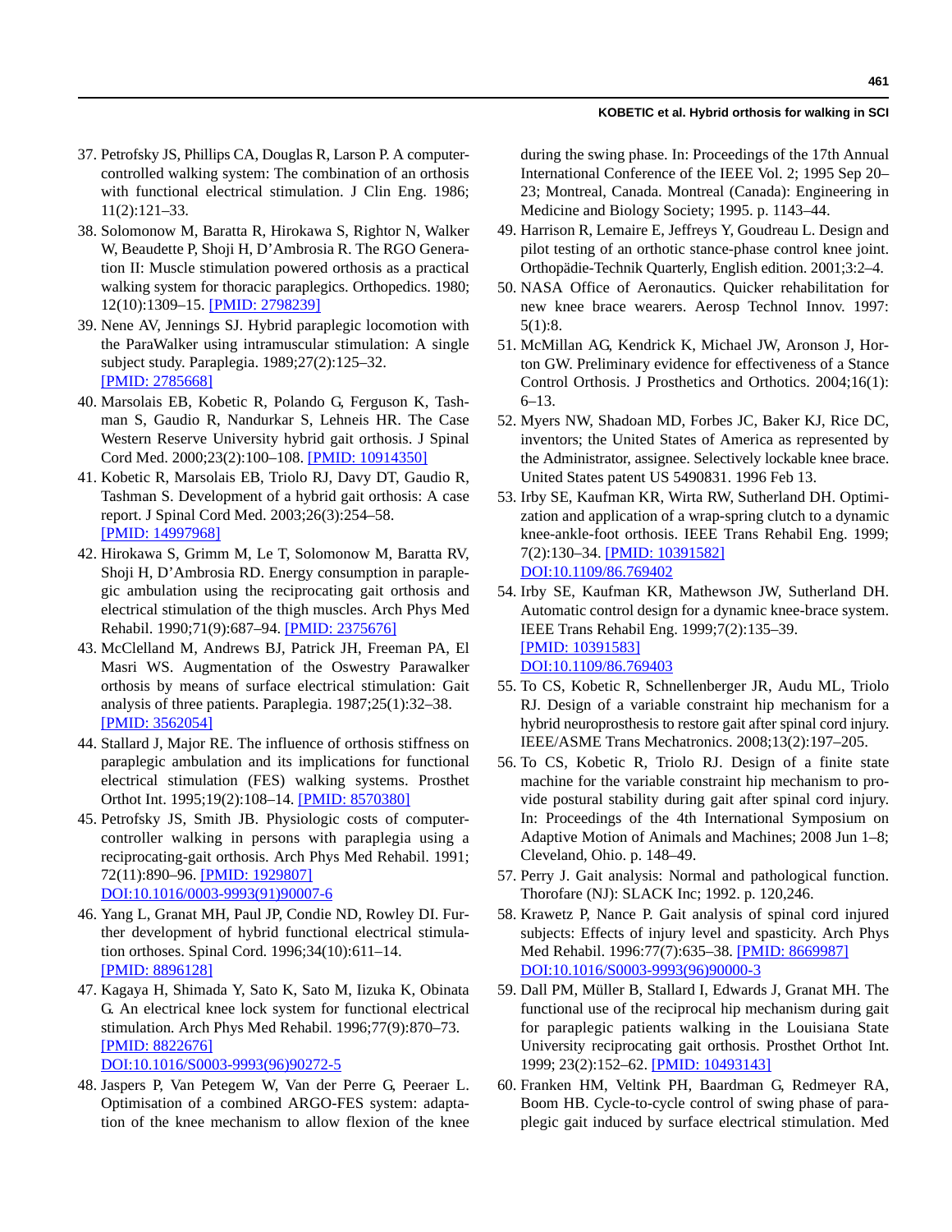37. Petrofsky JS, Phillips CA, Douglas R, Larson P. A computer-controlled walking system: The combination of an orthosis with functional electrical stimulation. J Clin Eng. 1986; 11(2):121–33.
38. Solomonow M, Baratta R, Hirokawa S, Rightor N, Walker W, Beaudette P, Shoji H, D'Ambrosia R. The RGO Generation II: Muscle stimulation powered orthosis as a practical walking system for thoracic paraplegics. Orthopedics. 1980; 12(10):1309–15. [PMID: 2798239]
39. Nene AV, Jennings SJ. Hybrid paraplegic locomotion with the ParaWalker using intramuscular stimulation: A single subject study. Paraplegia. 1989;27(2):125–32. [PMID: 2785668]
40. Marsolais EB, Kobetic R, Polando G, Ferguson K, Tashman S, Gaudio R, Nandurkar S, Lehneis HR. The Case Western Reserve University hybrid gait orthosis. J Spinal Cord Med. 2000;23(2):100–108. [PMID: 10914350]
41. Kobetic R, Marsolais EB, Triolo RJ, Davy DT, Gaudio R, Tashman S. Development of a hybrid gait orthosis: A case report. J Spinal Cord Med. 2003;26(3):254–58. [PMID: 14997968]
42. Hirokawa S, Grimm M, Le T, Solomonow M, Baratta RV, Shoji H, D'Ambrosia RD. Energy consumption in paraplegic ambulation using the reciprocating gait orthosis and electrical stimulation of the thigh muscles. Arch Phys Med Rehabil. 1990;71(9):687–94. [PMID: 2375676]
43. McClelland M, Andrews BJ, Patrick JH, Freeman PA, El Masri WS. Augmentation of the Oswestry Parawalker orthosis by means of surface electrical stimulation: Gait analysis of three patients. Paraplegia. 1987;25(1):32–38. [PMID: 3562054]
44. Stallard J, Major RE. The influence of orthosis stiffness on paraplegic ambulation and its implications for functional electrical stimulation (FES) walking systems. Prosthet Orthot Int. 1995;19(2):108–14. [PMID: 8570380]
45. Petrofsky JS, Smith JB. Physiologic costs of computer-controller walking in persons with paraplegia using a reciprocating-gait orthosis. Arch Phys Med Rehabil. 1991; 72(11):890–96. [PMID: 1929807] DOI:10.1016/0003-9993(91)90007-6
46. Yang L, Granat MH, Paul JP, Condie ND, Rowley DI. Further development of hybrid functional electrical stimulation orthoses. Spinal Cord. 1996;34(10):611–14. [PMID: 8896128]
47. Kagaya H, Shimada Y, Sato K, Sato M, Iizuka K, Obinata G. An electrical knee lock system for functional electrical stimulation. Arch Phys Med Rehabil. 1996;77(9):870–73. [PMID: 8822676] DOI:10.1016/S0003-9993(96)90272-5
48. Jaspers P, Van Petegem W, Van der Perre G, Peeraer L. Optimisation of a combined ARGO-FES system: adaptation of the knee mechanism to allow flexion of the knee during the swing phase. In: Proceedings of the 17th Annual International Conference of the IEEE Vol. 2; 1995 Sep 20–23; Montreal, Canada. Montreal (Canada): Engineering in Medicine and Biology Society; 1995. p. 1143–44.
49. Harrison R, Lemaire E, Jeffreys Y, Goudreau L. Design and pilot testing of an orthotic stance-phase control knee joint. Orthopädie-Technik Quarterly, English edition. 2001;3:2–4.
50. NASA Office of Aeronautics. Quicker rehabilitation for new knee brace wearers. Aerosp Technol Innov. 1997: 5(1):8.
51. McMillan AG, Kendrick K, Michael JW, Aronson J, Horton GW. Preliminary evidence for effectiveness of a Stance Control Orthosis. J Prosthetics and Orthotics. 2004;16(1): 6–13.
52. Myers NW, Shadoan MD, Forbes JC, Baker KJ, Rice DC, inventors; the United States of America as represented by the Administrator, assignee. Selectively lockable knee brace. United States patent US 5490831. 1996 Feb 13.
53. Irby SE, Kaufman KR, Wirta RW, Sutherland DH. Optimization and application of a wrap-spring clutch to a dynamic knee-ankle-foot orthosis. IEEE Trans Rehabil Eng. 1999; 7(2):130–34. [PMID: 10391582] DOI:10.1109/86.769402
54. Irby SE, Kaufman KR, Mathewson JW, Sutherland DH. Automatic control design for a dynamic knee-brace system. IEEE Trans Rehabil Eng. 1999;7(2):135–39. [PMID: 10391583] DOI:10.1109/86.769403
55. To CS, Kobetic R, Schnellenberger JR, Audu ML, Triolo RJ. Design of a variable constraint hip mechanism for a hybrid neuroprosthesis to restore gait after spinal cord injury. IEEE/ASME Trans Mechatronics. 2008;13(2):197–205.
56. To CS, Kobetic R, Triolo RJ. Design of a finite state machine for the variable constraint hip mechanism to provide postural stability during gait after spinal cord injury. In: Proceedings of the 4th International Symposium on Adaptive Motion of Animals and Machines; 2008 Jun 1–8; Cleveland, Ohio. p. 148–49.
57. Perry J. Gait analysis: Normal and pathological function. Thorofare (NJ): SLACK Inc; 1992. p. 120,246.
58. Krawetz P, Nance P. Gait analysis of spinal cord injured subjects: Effects of injury level and spasticity. Arch Phys Med Rehabil. 1996:77(7):635–38. [PMID: 8669987] DOI:10.1016/S0003-9993(96)90000-3
59. Dall PM, Müller B, Stallard I, Edwards J, Granat MH. The functional use of the reciprocal hip mechanism during gait for paraplegic patients walking in the Louisiana State University reciprocating gait orthosis. Prosthet Orthot Int. 1999; 23(2):152–62. [PMID: 10493143]
60. Franken HM, Veltink PH, Baardman G, Redmeyer RA, Boom HB. Cycle-to-cycle control of swing phase of paraplegic gait induced by surface electrical stimulation. Med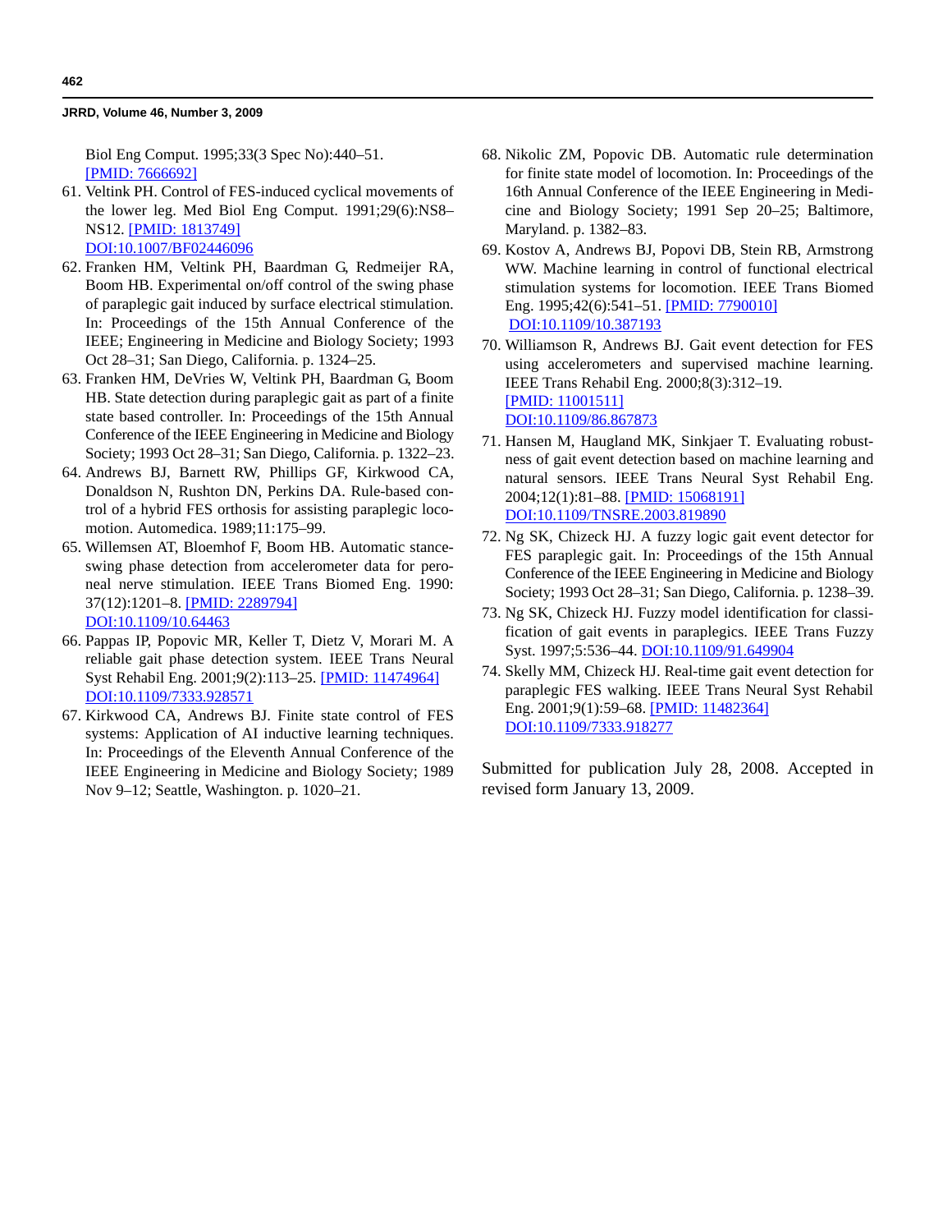Biol Eng Comput. 1995;33(3 Spec No):440–51. [PMID: 7666692]

61. Veltink PH. Control of FES-induced cyclical movements of the lower leg. Med Biol Eng Comput. 1991;29(6):NS8–NS12. [PMID: 1813749] DOI:10.1007/BF02446096
62. Franken HM, Veltink PH, Baardman G, Redmeijer RA, Boom HB. Experimental on/off control of the swing phase of paraplegic gait induced by surface electrical stimulation. In: Proceedings of the 15th Annual Conference of the IEEE; Engineering in Medicine and Biology Society; 1993 Oct 28–31; San Diego, California. p. 1324–25.
63. Franken HM, DeVries W, Veltink PH, Baardman G, Boom HB. State detection during paraplegic gait as part of a finite state based controller. In: Proceedings of the 15th Annual Conference of the IEEE Engineering in Medicine and Biology Society; 1993 Oct 28–31; San Diego, California. p. 1322–23.
64. Andrews BJ, Barnett RW, Phillips GF, Kirkwood CA, Donaldson N, Rushton DN, Perkins DA. Rule-based control of a hybrid FES orthosis for assisting paraplegic locomotion. Automedica. 1989;11:175–99.
65. Willemsen AT, Bloemhof F, Boom HB. Automatic stance-swing phase detection from accelerometer data for peroneal nerve stimulation. IEEE Trans Biomed Eng. 1990: 37(12):1201–8. [PMID: 2289794] DOI:10.1109/10.64463
66. Pappas IP, Popovic MR, Keller T, Dietz V, Morari M. A reliable gait phase detection system. IEEE Trans Neural Syst Rehabil Eng. 2001;9(2):113–25. [PMID: 11474964] DOI:10.1109/7333.928571
67. Kirkwood CA, Andrews BJ. Finite state control of FES systems: Application of AI inductive learning techniques. In: Proceedings of the Eleventh Annual Conference of the IEEE Engineering in Medicine and Biology Society; 1989 Nov 9–12; Seattle, Washington. p. 1020–21.
68. Nikolic ZM, Popovic DB. Automatic rule determination for finite state model of locomotion. In: Proceedings of the 16th Annual Conference of the IEEE Engineering in Medicine and Biology Society; 1991 Sep 20–25; Baltimore, Maryland. p. 1382–83.
69. Kostov A, Andrews BJ, Popovi DB, Stein RB, Armstrong WW. Machine learning in control of functional electrical stimulation systems for locomotion. IEEE Trans Biomed Eng. 1995;42(6):541–51. [PMID: 7790010] DOI:10.1109/10.387193
70. Williamson R, Andrews BJ. Gait event detection for FES using accelerometers and supervised machine learning. IEEE Trans Rehabil Eng. 2000;8(3):312–19. [PMID: 11001511] DOI:10.1109/86.867873
71. Hansen M, Haugland MK, Sinkjaer T. Evaluating robustness of gait event detection based on machine learning and natural sensors. IEEE Trans Neural Syst Rehabil Eng. 2004;12(1):81–88. [PMID: 15068191] DOI:10.1109/TNSRE.2003.819890
72. Ng SK, Chizeck HJ. A fuzzy logic gait event detector for FES paraplegic gait. In: Proceedings of the 15th Annual Conference of the IEEE Engineering in Medicine and Biology Society; 1993 Oct 28–31; San Diego, California. p. 1238–39.
73. Ng SK, Chizeck HJ. Fuzzy model identification for classification of gait events in paraplegics. IEEE Trans Fuzzy Syst. 1997;5:536–44. DOI:10.1109/91.649904
74. Skelly MM, Chizeck HJ. Real-time gait event detection for paraplegic FES walking. IEEE Trans Neural Syst Rehabil Eng. 2001;9(1):59–68. [PMID: 11482364] DOI:10.1109/7333.918277

Submitted for publication July 28, 2008. Accepted in revised form January 13, 2009.